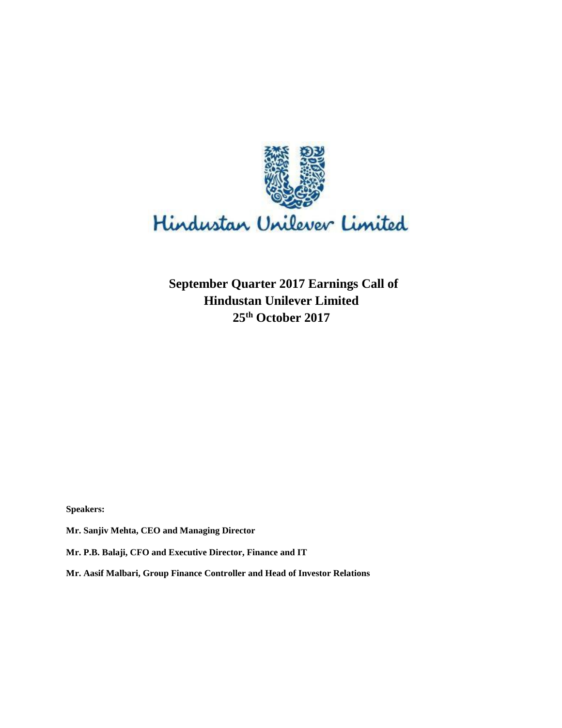Hindustan Unilever Limited

# September Quarter 2017 Earnings Call of Hindustan Unilever Limited 25th October 2017

**Speakers:**

**Mr. Sanjiv Mehta, CEO and Managing Director**

**Mr. P.B. Balaji, CFO and Executive Director, Finance and IT**

**Mr. Aasif Malbari, Group Finance Controller and Head of Investor Relations**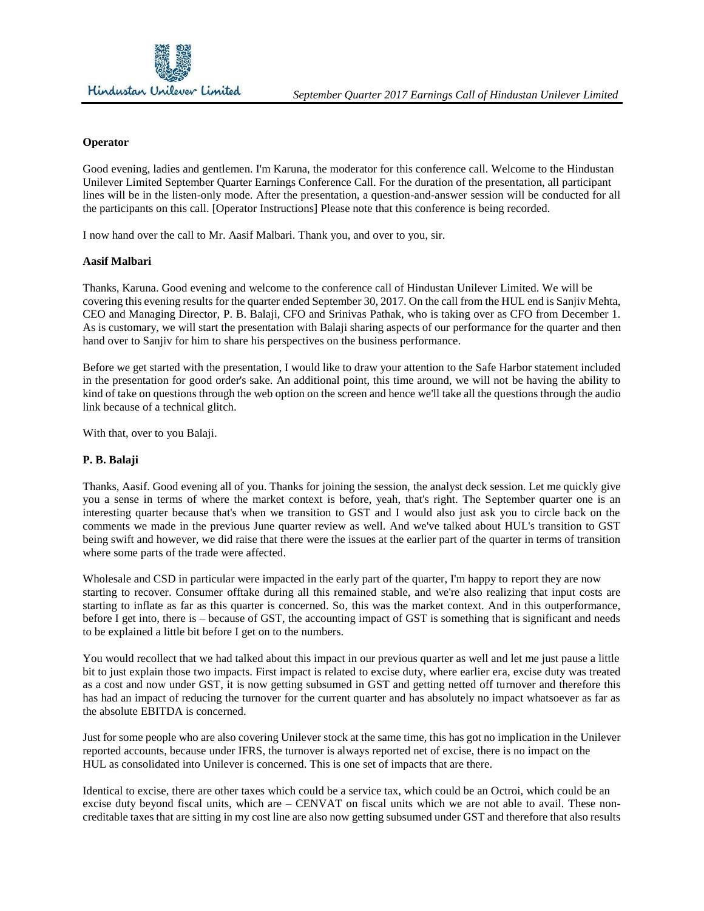**Operator**

Good evening, ladies and gentlemen. I'm Karuna, the moderator for this conference call. Welcome to the Hindustan Unilever Limited September Quarter Earnings Conference Call. For the duration of the presentation, all participant lines will be in the listen-only mode. After the presentation, a question-and-answer session will be conducted for all the participants on this call. [Operator Instructions] Please note that this conference is being recorded.

I now hand over the call to Mr. Aasif Malbari. Thank you, and over to you, sir.

**Aasif Malbari**

Thanks, Karuna. Good evening and welcome to the conference call of Hindustan Unilever Limited. We will be covering this evening results for the quarter ended September 30, 2017. On the call from the HUL end is Sanjiv Mehta, CEO and Managing Director, P. B. Balaji, CFO and Srinivas Pathak, who is taking over as CFO from December 1. As is customary, we will start the presentation with Balaji sharing aspects of our performance for the quarter and then hand over to Sanjiv for him to share his perspectives on the business performance.

Before we get started with the presentation, I would like to draw your attention to the Safe Harbor statement included in the presentation for good order's sake. An additional point, this time around, we will not be having the ability to kind of take on questions through the web option on the screen and hence we'll take all the questions through the audio link because of a technical glitch.

With that, over to you Balaji.

**P. B. Balaji**

Thanks, Aasif. Good evening all of you. Thanks for joining the session, the analyst deck session. Let me quickly give you a sense in terms of where the market context is before, yeah, that's right. The September quarter one is an interesting quarter because that's when we transition to GST and I would also just ask you to circle back on the comments we made in the previous June quarter review as well. And we've talked about HUL's transition to GST being swift and however, we did raise that there were the issues at the earlier part of the quarter in terms of transition where some parts of the trade were affected.

Wholesale and CSD in particular were impacted in the early part of the quarter, I'm happy to report they are now starting to recover. Consumer offtake during all this remained stable, and we're also realizing that input costs are starting to inflate as far as this quarter is concerned. So, this was the market context. And in this outperformance, before I get into, there is – because of GST, the accounting impact of GST is something that is significant and needs to be explained a little bit before I get on to the numbers.

You would recollect that we had talked about this impact in our previous quarter as well and let me just pause a little bit to just explain those two impacts. First impact is related to excise duty, where earlier era, excise duty was treated as a cost and now under GST, it is now getting subsumed in GST and getting netted off turnover and therefore this has had an impact of reducing the turnover for the current quarter and has absolutely no impact whatsoever as far as the absolute EBITDA is concerned.

Just for some people who are also covering Unilever stock at the same time, this has got no implication in the Unilever reported accounts, because under IFRS, the turnover is always reported net of excise, there is no impact on the HUL as consolidated into Unilever is concerned. This is one set of impacts that are there.

Identical to excise, there are other taxes which could be a service tax, which could be an Octroi, which could be an excise duty beyond fiscal units, which are – CENVAT on fiscal units which we are not able to avail. These non-creditable taxes that are sitting in my cost line are also now getting subsumed under GST and therefore that also results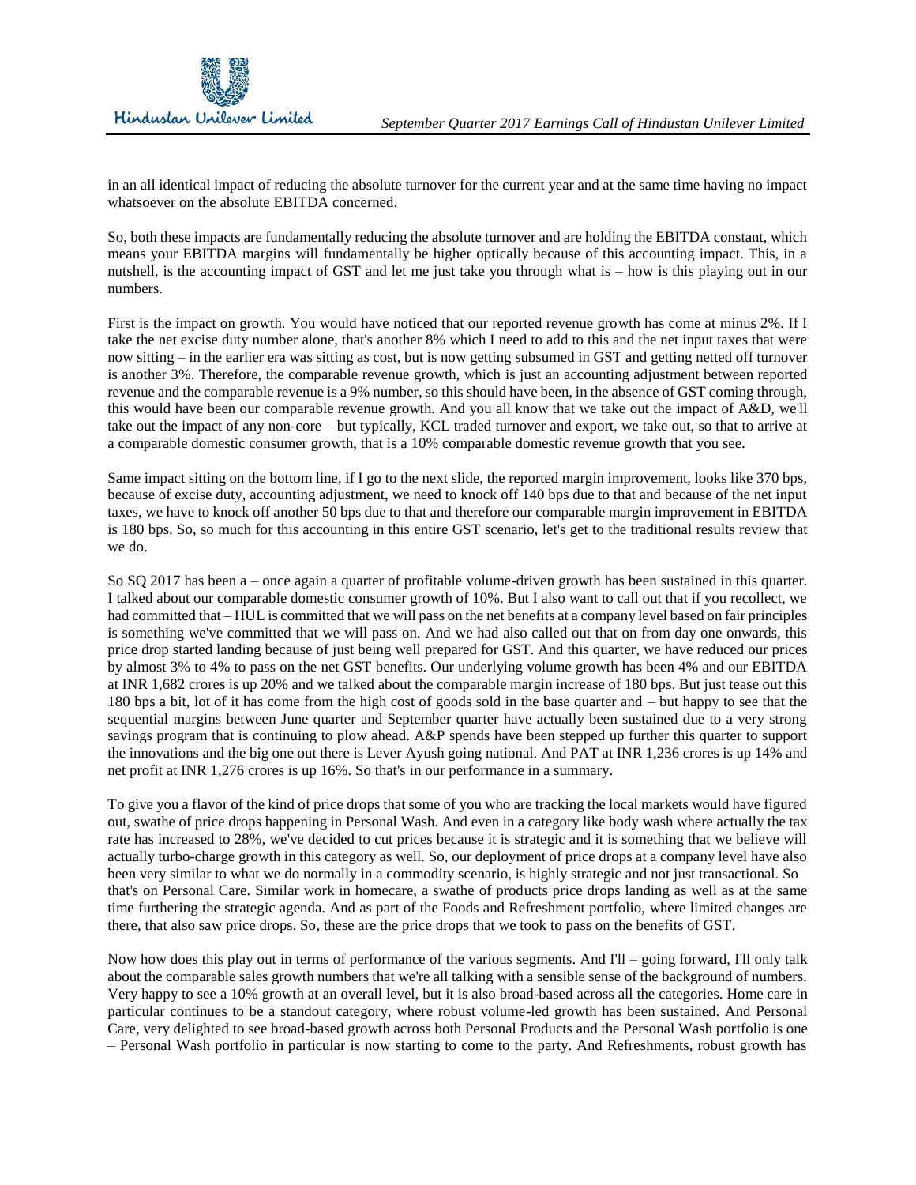in an all identical impact of reducing the absolute turnover for the current year and at the same time having no impact whatsoever on the absolute EBITDA concerned.

So, both these impacts are fundamentally reducing the absolute turnover and are holding the EBITDA constant, which means your EBITDA margins will fundamentally be higher optically because of this accounting impact. This, in a nutshell, is the accounting impact of GST and let me just take you through what is – how is this playing out in our numbers.

First is the impact on growth. You would have noticed that our reported revenue growth has come at minus 2%. If I take the net excise duty number alone, that's another 8% which I need to add to this and the net input taxes that were now sitting – in the earlier era was sitting as cost, but is now getting subsumed in GST and getting netted off turnover is another 3%. Therefore, the comparable revenue growth, which is just an accounting adjustment between reported revenue and the comparable revenue is a 9% number, so this should have been, in the absence of GST coming through, this would have been our comparable revenue growth. And you all know that we take out the impact of A&D, we'll take out the impact of any non-core – but typically, KCL traded turnover and export, we take out, so that to arrive at a comparable domestic consumer growth, that is a 10% comparable domestic revenue growth that you see.

Same impact sitting on the bottom line, if I go to the next slide, the reported margin improvement, looks like 370 bps, because of excise duty, accounting adjustment, we need to knock off 140 bps due to that and because of the net input taxes, we have to knock off another 50 bps due to that and therefore our comparable margin improvement in EBITDA is 180 bps. So, so much for this accounting in this entire GST scenario, let's get to the traditional results review that we do.

So SQ 2017 has been a – once again a quarter of profitable volume-driven growth has been sustained in this quarter. I talked about our comparable domestic consumer growth of 10%. But I also want to call out that if you recollect, we had committed that – HUL is committed that we will pass on the net benefits at a company level based on fair principles is something we've committed that we will pass on. And we had also called out that on from day one onwards, this price drop started landing because of just being well prepared for GST. And this quarter, we have reduced our prices by almost 3% to 4% to pass on the net GST benefits. Our underlying volume growth has been 4% and our EBITDA at INR 1,682 crores is up 20% and we talked about the comparable margin increase of 180 bps. But just tease out this 180 bps a bit, lot of it has come from the high cost of goods sold in the base quarter and – but happy to see that the sequential margins between June quarter and September quarter have actually been sustained due to a very strong savings program that is continuing to plow ahead. A&P spends have been stepped up further this quarter to support the innovations and the big one out there is Lever Ayush going national. And PAT at INR 1,236 crores is up 14% and net profit at INR 1,276 crores is up 16%. So that's in our performance in a summary.

To give you a flavor of the kind of price drops that some of you who are tracking the local markets would have figured out, swathe of price drops happening in Personal Wash. And even in a category like body wash where actually the tax rate has increased to 28%, we've decided to cut prices because it is strategic and it is something that we believe will actually turbo-charge growth in this category as well. So, our deployment of price drops at a company level have also been very similar to what we do normally in a commodity scenario, is highly strategic and not just transactional. So that's on Personal Care. Similar work in homecare, a swathe of products price drops landing as well as at the same time furthering the strategic agenda. And as part of the Foods and Refreshment portfolio, where limited changes are there, that also saw price drops. So, these are the price drops that we took to pass on the benefits of GST.

Now how does this play out in terms of performance of the various segments. And I'll – going forward, I'll only talk about the comparable sales growth numbers that we're all talking with a sensible sense of the background of numbers. Very happy to see a 10% growth at an overall level, but it is also broad-based across all the categories. Home care in particular continues to be a standout category, where robust volume-led growth has been sustained. And Personal Care, very delighted to see broad-based growth across both Personal Products and the Personal Wash portfolio is one – Personal Wash portfolio in particular is now starting to come to the party. And Refreshments, robust growth has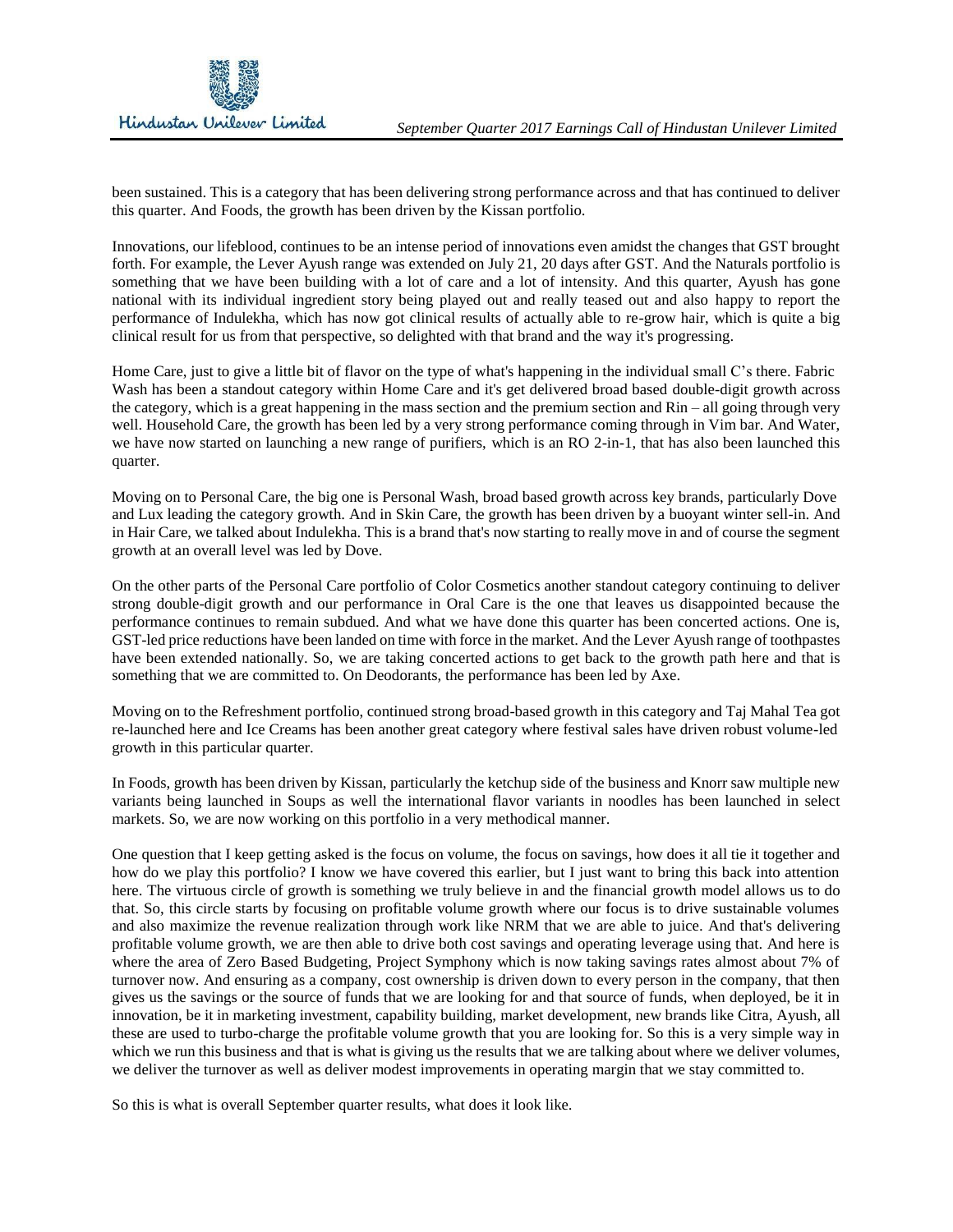been sustained. This is a category that has been delivering strong performance across and that has continued to deliver this quarter. And Foods, the growth has been driven by the Kissan portfolio.

Innovations, our lifeblood, continues to be an intense period of innovations even amidst the changes that GST brought forth. For example, the Lever Ayush range was extended on July 21, 20 days after GST. And the Naturals portfolio is something that we have been building with a lot of care and a lot of intensity. And this quarter, Ayush has gone national with its individual ingredient story being played out and really teased out and also happy to report the performance of Indulekha, which has now got clinical results of actually able to re-grow hair, which is quite a big clinical result for us from that perspective, so delighted with that brand and the way it's progressing.

Home Care, just to give a little bit of flavor on the type of what's happening in the individual small C's there. Fabric Wash has been a standout category within Home Care and it's get delivered broad based double-digit growth across the category, which is a great happening in the mass section and the premium section and Rin – all going through very well. Household Care, the growth has been led by a very strong performance coming through in Vim bar. And Water, we have now started on launching a new range of purifiers, which is an RO 2-in-1, that has also been launched this quarter.

Moving on to Personal Care, the big one is Personal Wash, broad based growth across key brands, particularly Dove and Lux leading the category growth. And in Skin Care, the growth has been driven by a buoyant winter sell-in. And in Hair Care, we talked about Indulekha. This is a brand that's now starting to really move in and of course the segment growth at an overall level was led by Dove.

On the other parts of the Personal Care portfolio of Color Cosmetics another standout category continuing to deliver strong double-digit growth and our performance in Oral Care is the one that leaves us disappointed because the performance continues to remain subdued. And what we have done this quarter has been concerted actions. One is, GST-led price reductions have been landed on time with force in the market. And the Lever Ayush range of toothpastes have been extended nationally. So, we are taking concerted actions to get back to the growth path here and that is something that we are committed to. On Deodorants, the performance has been led by Axe.

Moving on to the Refreshment portfolio, continued strong broad-based growth in this category and Taj Mahal Tea got re-launched here and Ice Creams has been another great category where festival sales have driven robust volume-led growth in this particular quarter.

In Foods, growth has been driven by Kissan, particularly the ketchup side of the business and Knorr saw multiple new variants being launched in Soups as well the international flavor variants in noodles has been launched in select markets. So, we are now working on this portfolio in a very methodical manner.

One question that I keep getting asked is the focus on volume, the focus on savings, how does it all tie it together and how do we play this portfolio? I know we have covered this earlier, but I just want to bring this back into attention here. The virtuous circle of growth is something we truly believe in and the financial growth model allows us to do that. So, this circle starts by focusing on profitable volume growth where our focus is to drive sustainable volumes and also maximize the revenue realization through work like NRM that we are able to juice. And that's delivering profitable volume growth, we are then able to drive both cost savings and operating leverage using that. And here is where the area of Zero Based Budgeting, Project Symphony which is now taking savings rates almost about 7% of turnover now. And ensuring as a company, cost ownership is driven down to every person in the company, that then gives us the savings or the source of funds that we are looking for and that source of funds, when deployed, be it in innovation, be it in marketing investment, capability building, market development, new brands like Citra, Ayush, all these are used to turbo-charge the profitable volume growth that you are looking for. So this is a very simple way in which we run this business and that is what is giving us the results that we are talking about where we deliver volumes, we deliver the turnover as well as deliver modest improvements in operating margin that we stay committed to.

So this is what is overall September quarter results, what does it look like.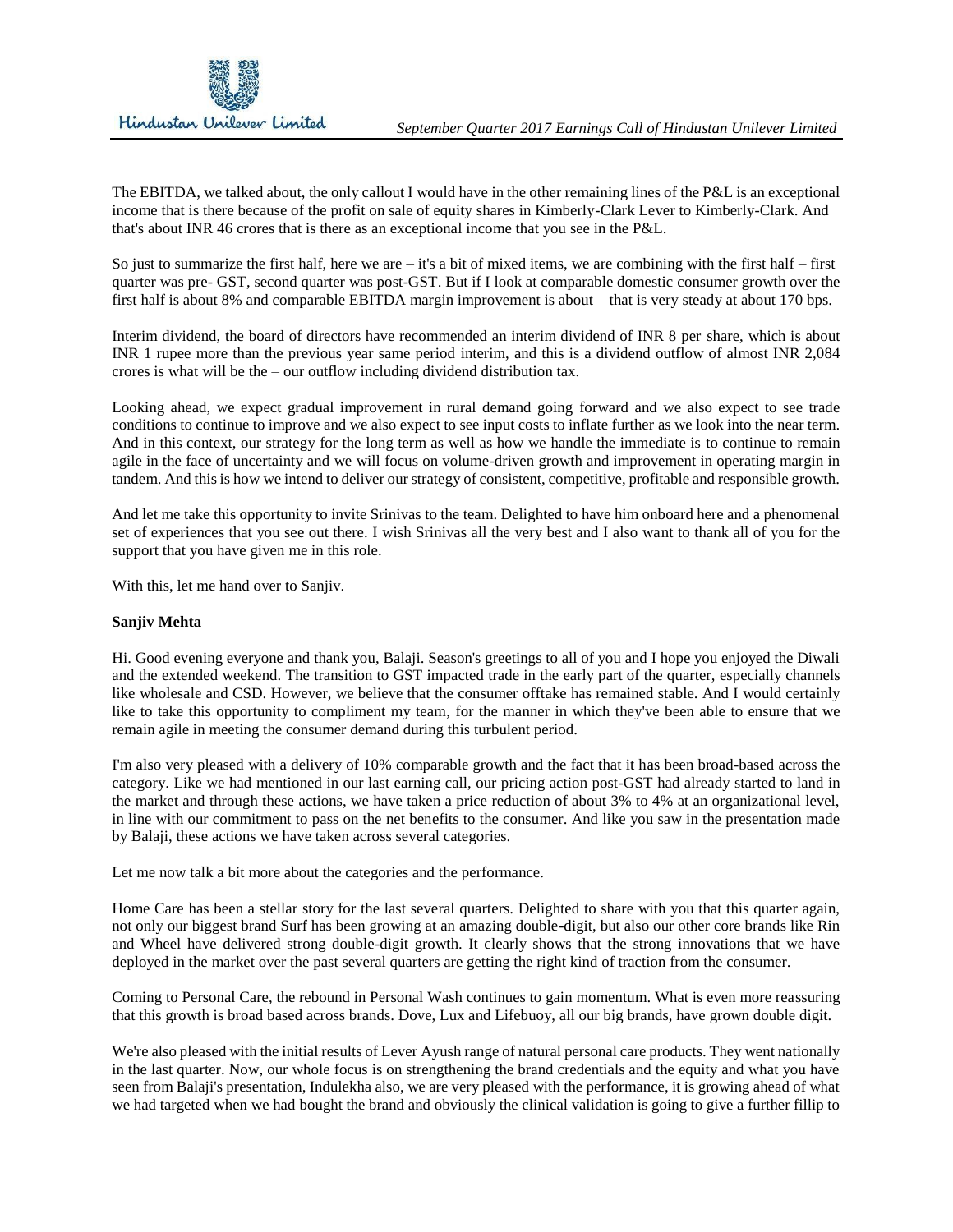The EBITDA, we talked about, the only callout I would have in the other remaining lines of the P&L is an exceptional income that is there because of the profit on sale of equity shares in Kimberly-Clark Lever to Kimberly-Clark. And that's about INR 46 crores that is there as an exceptional income that you see in the P&L.

So just to summarize the first half, here we are – it's a bit of mixed items, we are combining with the first half – first quarter was pre- GST, second quarter was post-GST. But if I look at comparable domestic consumer growth over the first half is about 8% and comparable EBITDA margin improvement is about – that is very steady at about 170 bps.

Interim dividend, the board of directors have recommended an interim dividend of INR 8 per share, which is about INR 1 rupee more than the previous year same period interim, and this is a dividend outflow of almost INR 2,084 crores is what will be the – our outflow including dividend distribution tax.

Looking ahead, we expect gradual improvement in rural demand going forward and we also expect to see trade conditions to continue to improve and we also expect to see input costs to inflate further as we look into the near term. And in this context, our strategy for the long term as well as how we handle the immediate is to continue to remain agile in the face of uncertainty and we will focus on volume-driven growth and improvement in operating margin in tandem. And this is how we intend to deliver our strategy of consistent, competitive, profitable and responsible growth.

And let me take this opportunity to invite Srinivas to the team. Delighted to have him onboard here and a phenomenal set of experiences that you see out there. I wish Srinivas all the very best and I also want to thank all of you for the support that you have given me in this role.

With this, let me hand over to Sanjiv.

**Sanjiv Mehta**

Hi. Good evening everyone and thank you, Balaji. Season's greetings to all of you and I hope you enjoyed the Diwali and the extended weekend. The transition to GST impacted trade in the early part of the quarter, especially channels like wholesale and CSD. However, we believe that the consumer offtake has remained stable. And I would certainly like to take this opportunity to compliment my team, for the manner in which they've been able to ensure that we remain agile in meeting the consumer demand during this turbulent period.

I'm also very pleased with a delivery of 10% comparable growth and the fact that it has been broad-based across the category. Like we had mentioned in our last earning call, our pricing action post-GST had already started to land in the market and through these actions, we have taken a price reduction of about 3% to 4% at an organizational level, in line with our commitment to pass on the net benefits to the consumer. And like you saw in the presentation made by Balaji, these actions we have taken across several categories.

Let me now talk a bit more about the categories and the performance.

Home Care has been a stellar story for the last several quarters. Delighted to share with you that this quarter again, not only our biggest brand Surf has been growing at an amazing double-digit, but also our other core brands like Rin and Wheel have delivered strong double-digit growth. It clearly shows that the strong innovations that we have deployed in the market over the past several quarters are getting the right kind of traction from the consumer.

Coming to Personal Care, the rebound in Personal Wash continues to gain momentum. What is even more reassuring that this growth is broad based across brands. Dove, Lux and Lifebuoy, all our big brands, have grown double digit.

We're also pleased with the initial results of Lever Ayush range of natural personal care products. They went nationally in the last quarter. Now, our whole focus is on strengthening the brand credentials and the equity and what you have seen from Balaji's presentation, Indulekha also, we are very pleased with the performance, it is growing ahead of what we had targeted when we had bought the brand and obviously the clinical validation is going to give a further fillip to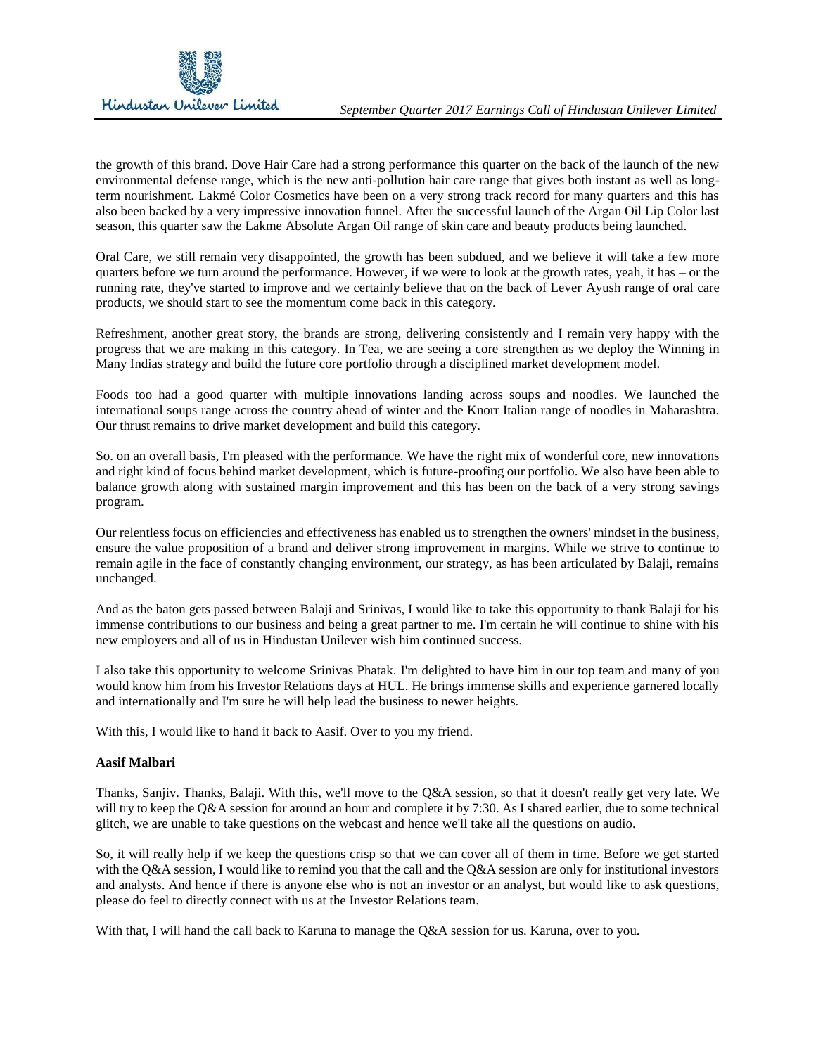the growth of this brand. Dove Hair Care had a strong performance this quarter on the back of the launch of the new environmental defense range, which is the new anti-pollution hair care range that gives both instant as well as long-term nourishment. Lakmé Color Cosmetics have been on a very strong track record for many quarters and this has also been backed by a very impressive innovation funnel. After the successful launch of the Argan Oil Lip Color last season, this quarter saw the Lakme Absolute Argan Oil range of skin care and beauty products being launched.

Oral Care, we still remain very disappointed, the growth has been subdued, and we believe it will take a few more quarters before we turn around the performance. However, if we were to look at the growth rates, yeah, it has – or the running rate, they've started to improve and we certainly believe that on the back of Lever Ayush range of oral care products, we should start to see the momentum come back in this category.

Refreshment, another great story, the brands are strong, delivering consistently and I remain very happy with the progress that we are making in this category. In Tea, we are seeing a core strengthen as we deploy the Winning in Many Indias strategy and build the future core portfolio through a disciplined market development model.

Foods too had a good quarter with multiple innovations landing across soups and noodles. We launched the international soups range across the country ahead of winter and the Knorr Italian range of noodles in Maharashtra. Our thrust remains to drive market development and build this category.

So. on an overall basis, I'm pleased with the performance. We have the right mix of wonderful core, new innovations and right kind of focus behind market development, which is future-proofing our portfolio. We also have been able to balance growth along with sustained margin improvement and this has been on the back of a very strong savings program.

Our relentless focus on efficiencies and effectiveness has enabled us to strengthen the owners' mindset in the business, ensure the value proposition of a brand and deliver strong improvement in margins. While we strive to continue to remain agile in the face of constantly changing environment, our strategy, as has been articulated by Balaji, remains unchanged.

And as the baton gets passed between Balaji and Srinivas, I would like to take this opportunity to thank Balaji for his immense contributions to our business and being a great partner to me. I'm certain he will continue to shine with his new employers and all of us in Hindustan Unilever wish him continued success.

I also take this opportunity to welcome Srinivas Phatak. I'm delighted to have him in our top team and many of you would know him from his Investor Relations days at HUL. He brings immense skills and experience garnered locally and internationally and I'm sure he will help lead the business to newer heights.

With this, I would like to hand it back to Aasif. Over to you my friend.

**Aasif Malbari**

Thanks, Sanjiv. Thanks, Balaji. With this, we'll move to the Q&A session, so that it doesn't really get very late. We will try to keep the Q&A session for around an hour and complete it by 7:30. As I shared earlier, due to some technical glitch, we are unable to take questions on the webcast and hence we'll take all the questions on audio.

So, it will really help if we keep the questions crisp so that we can cover all of them in time. Before we get started with the Q&A session, I would like to remind you that the call and the Q&A session are only for institutional investors and analysts. And hence if there is anyone else who is not an investor or an analyst, but would like to ask questions, please do feel to directly connect with us at the Investor Relations team.

With that, I will hand the call back to Karuna to manage the Q&A session for us. Karuna, over to you.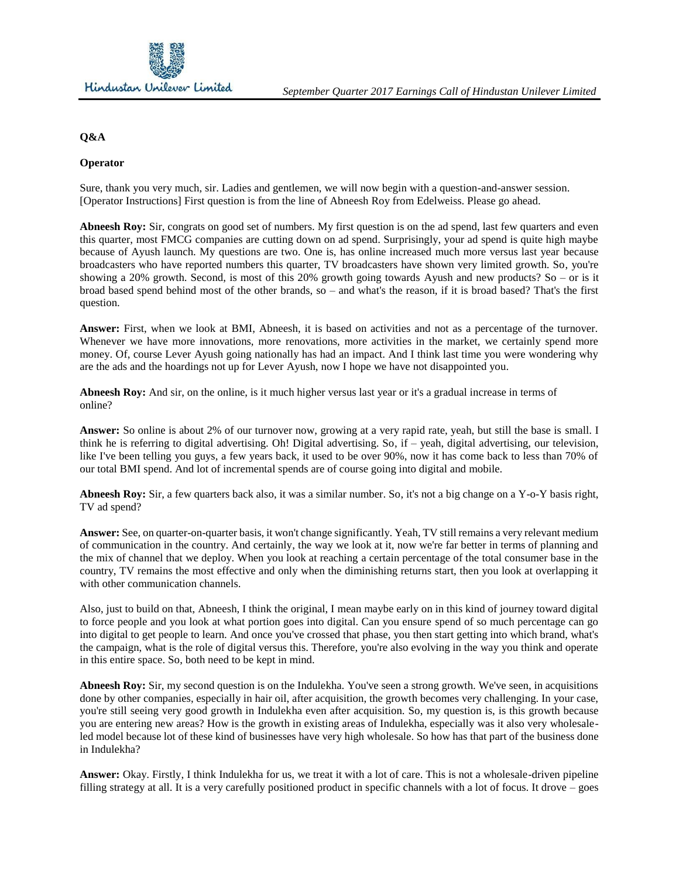**Q&A**

**Operator**

Sure, thank you very much, sir. Ladies and gentlemen, we will now begin with a question-and-answer session. [Operator Instructions] First question is from the line of Abneesh Roy from Edelweiss. Please go ahead.

**Abneesh Roy:** Sir, congrats on good set of numbers. My first question is on the ad spend, last few quarters and even this quarter, most FMCG companies are cutting down on ad spend. Surprisingly, your ad spend is quite high maybe because of Ayush launch. My questions are two. One is, has online increased much more versus last year because broadcasters who have reported numbers this quarter, TV broadcasters have shown very limited growth. So, you're showing a 20% growth. Second, is most of this 20% growth going towards Ayush and new products? So – or is it broad based spend behind most of the other brands, so – and what's the reason, if it is broad based? That's the first question.

**Answer:** First, when we look at BMI, Abneesh, it is based on activities and not as a percentage of the turnover. Whenever we have more innovations, more renovations, more activities in the market, we certainly spend more money. Of, course Lever Ayush going nationally has had an impact. And I think last time you were wondering why are the ads and the hoardings not up for Lever Ayush, now I hope we have not disappointed you.

**Abneesh Roy:** And sir, on the online, is it much higher versus last year or it's a gradual increase in terms of online?

**Answer:** So online is about 2% of our turnover now, growing at a very rapid rate, yeah, but still the base is small. I think he is referring to digital advertising. Oh! Digital advertising. So, if – yeah, digital advertising, our television, like I've been telling you guys, a few years back, it used to be over 90%, now it has come back to less than 70% of our total BMI spend. And lot of incremental spends are of course going into digital and mobile.

**Abneesh Roy:** Sir, a few quarters back also, it was a similar number. So, it's not a big change on a Y-o-Y basis right, TV ad spend?

**Answer:** See, on quarter-on-quarter basis, it won't change significantly. Yeah, TV still remains a very relevant medium of communication in the country. And certainly, the way we look at it, now we're far better in terms of planning and the mix of channel that we deploy. When you look at reaching a certain percentage of the total consumer base in the country, TV remains the most effective and only when the diminishing returns start, then you look at overlapping it with other communication channels.

Also, just to build on that, Abneesh, I think the original, I mean maybe early on in this kind of journey toward digital to force people and you look at what portion goes into digital. Can you ensure spend of so much percentage can go into digital to get people to learn. And once you've crossed that phase, you then start getting into which brand, what's the campaign, what is the role of digital versus this. Therefore, you're also evolving in the way you think and operate in this entire space. So, both need to be kept in mind.

**Abneesh Roy:** Sir, my second question is on the Indulekha. You've seen a strong growth. We've seen, in acquisitions done by other companies, especially in hair oil, after acquisition, the growth becomes very challenging. In your case, you're still seeing very good growth in Indulekha even after acquisition. So, my question is, is this growth because you are entering new areas? How is the growth in existing areas of Indulekha, especially was it also very wholesale-led model because lot of these kind of businesses have very high wholesale. So how has that part of the business done in Indulekha?

**Answer:** Okay. Firstly, I think Indulekha for us, we treat it with a lot of care. This is not a wholesale-driven pipeline filling strategy at all. It is a very carefully positioned product in specific channels with a lot of focus. It drove – goes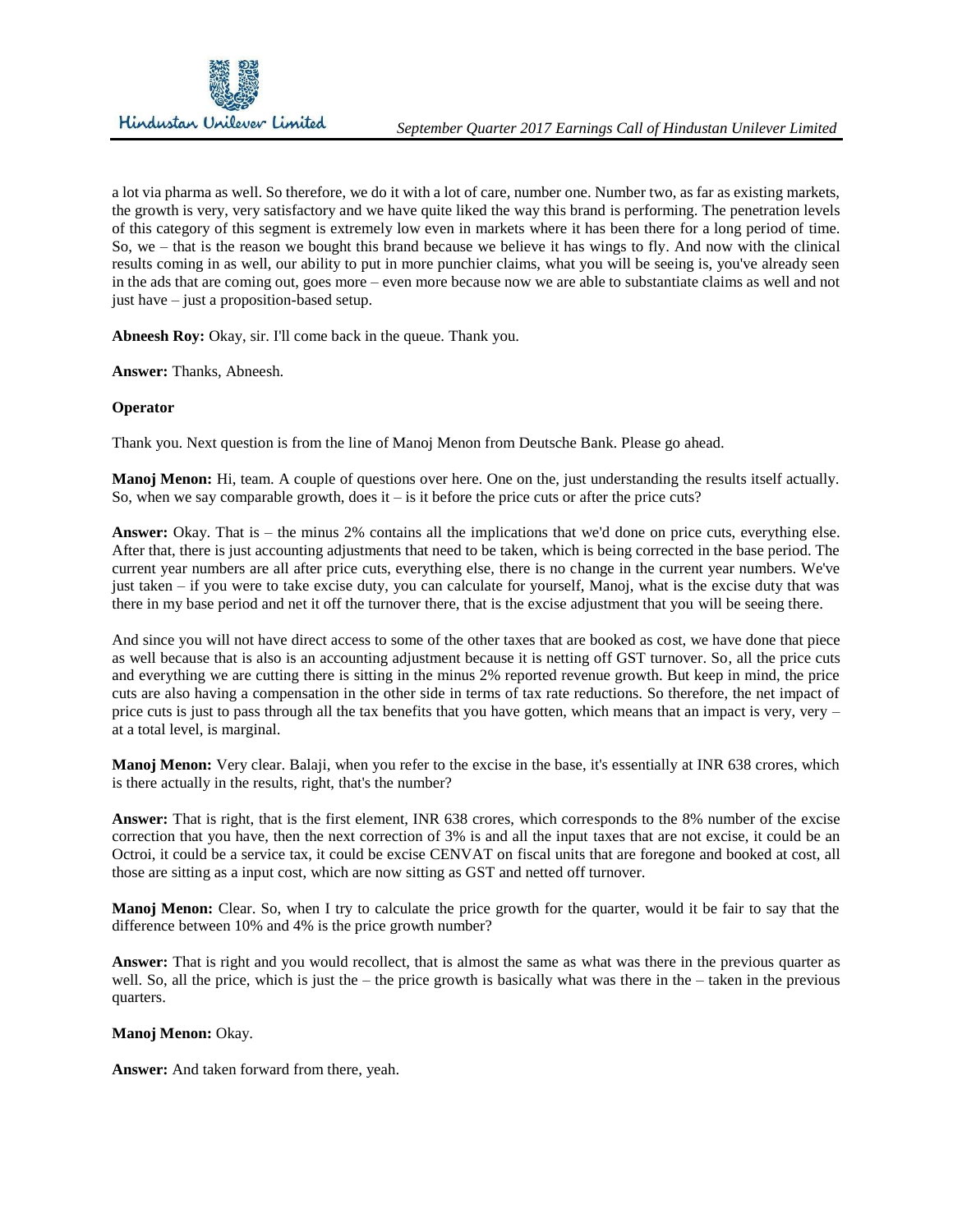a lot via pharma as well. So therefore, we do it with a lot of care, number one. Number two, as far as existing markets, the growth is very, very satisfactory and we have quite liked the way this brand is performing. The penetration levels of this category of this segment is extremely low even in markets where it has been there for a long period of time. So, we – that is the reason we bought this brand because we believe it has wings to fly. And now with the clinical results coming in as well, our ability to put in more punchier claims, what you will be seeing is, you've already seen in the ads that are coming out, goes more – even more because now we are able to substantiate claims as well and not just have – just a proposition-based setup.

**Abneesh Roy:** Okay, sir. I'll come back in the queue. Thank you.

**Answer:** Thanks, Abneesh.

**Operator**

Thank you. Next question is from the line of Manoj Menon from Deutsche Bank. Please go ahead.

**Manoj Menon:** Hi, team. A couple of questions over here. One on the, just understanding the results itself actually. So, when we say comparable growth, does it – is it before the price cuts or after the price cuts?

**Answer:** Okay. That is – the minus 2% contains all the implications that we'd done on price cuts, everything else. After that, there is just accounting adjustments that need to be taken, which is being corrected in the base period. The current year numbers are all after price cuts, everything else, there is no change in the current year numbers. We've just taken – if you were to take excise duty, you can calculate for yourself, Manoj, what is the excise duty that was there in my base period and net it off the turnover there, that is the excise adjustment that you will be seeing there.

And since you will not have direct access to some of the other taxes that are booked as cost, we have done that piece as well because that is also is an accounting adjustment because it is netting off GST turnover. So, all the price cuts and everything we are cutting there is sitting in the minus 2% reported revenue growth. But keep in mind, the price cuts are also having a compensation in the other side in terms of tax rate reductions. So therefore, the net impact of price cuts is just to pass through all the tax benefits that you have gotten, which means that an impact is very, very – at a total level, is marginal.

**Manoj Menon:** Very clear. Balaji, when you refer to the excise in the base, it's essentially at INR 638 crores, which is there actually in the results, right, that's the number?

**Answer:** That is right, that is the first element, INR 638 crores, which corresponds to the 8% number of the excise correction that you have, then the next correction of 3% is and all the input taxes that are not excise, it could be an Octroi, it could be a service tax, it could be excise CENVAT on fiscal units that are foregone and booked at cost, all those are sitting as a input cost, which are now sitting as GST and netted off turnover.

**Manoj Menon:** Clear. So, when I try to calculate the price growth for the quarter, would it be fair to say that the difference between 10% and 4% is the price growth number?

**Answer:** That is right and you would recollect, that is almost the same as what was there in the previous quarter as well. So, all the price, which is just the – the price growth is basically what was there in the – taken in the previous quarters.

**Manoj Menon:** Okay.

**Answer:** And taken forward from there, yeah.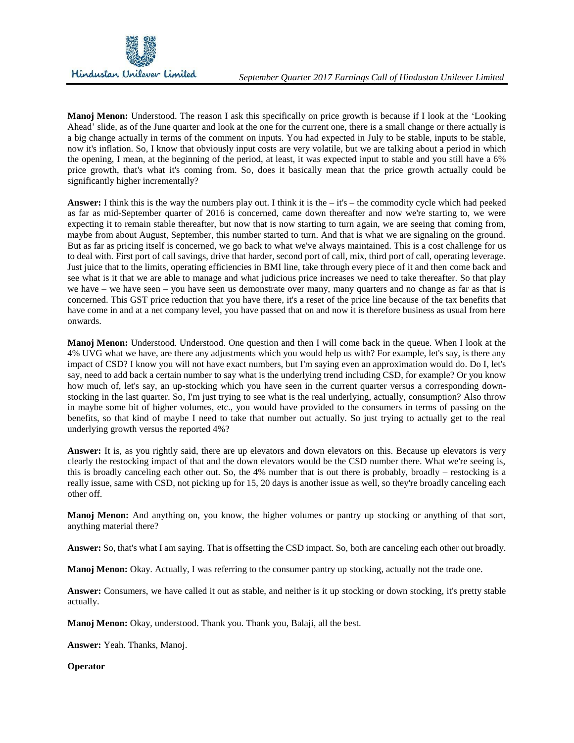**Manoj Menon:** Understood. The reason I ask this specifically on price growth is because if I look at the 'Looking Ahead' slide, as of the June quarter and look at the one for the current one, there is a small change or there actually is a big change actually in terms of the comment on inputs. You had expected in July to be stable, inputs to be stable, now it's inflation. So, I know that obviously input costs are very volatile, but we are talking about a period in which the opening, I mean, at the beginning of the period, at least, it was expected input to stable and you still have a 6% price growth, that's what it's coming from. So, does it basically mean that the price growth actually could be significantly higher incrementally?

**Answer:** I think this is the way the numbers play out. I think it is the – it's – the commodity cycle which had peeked as far as mid-September quarter of 2016 is concerned, came down thereafter and now we're starting to, we were expecting it to remain stable thereafter, but now that is now starting to turn again, we are seeing that coming from, maybe from about August, September, this number started to turn. And that is what we are signaling on the ground. But as far as pricing itself is concerned, we go back to what we've always maintained. This is a cost challenge for us to deal with. First port of call savings, drive that harder, second port of call, mix, third port of call, operating leverage. Just juice that to the limits, operating efficiencies in BMI line, take through every piece of it and then come back and see what is it that we are able to manage and what judicious price increases we need to take thereafter. So that play we have – we have seen – you have seen us demonstrate over many, many quarters and no change as far as that is concerned. This GST price reduction that you have there, it's a reset of the price line because of the tax benefits that have come in and at a net company level, you have passed that on and now it is therefore business as usual from here onwards.

**Manoj Menon:** Understood. Understood. One question and then I will come back in the queue. When I look at the 4% UVG what we have, are there any adjustments which you would help us with? For example, let's say, is there any impact of CSD? I know you will not have exact numbers, but I'm saying even an approximation would do. Do I, let's say, need to add back a certain number to say what is the underlying trend including CSD, for example? Or you know how much of, let's say, an up-stocking which you have seen in the current quarter versus a corresponding down-stocking in the last quarter. So, I'm just trying to see what is the real underlying, actually, consumption? Also throw in maybe some bit of higher volumes, etc., you would have provided to the consumers in terms of passing on the benefits, so that kind of maybe I need to take that number out actually. So just trying to actually get to the real underlying growth versus the reported 4%?

**Answer:** It is, as you rightly said, there are up elevators and down elevators on this. Because up elevators is very clearly the restocking impact of that and the down elevators would be the CSD number there. What we're seeing is, this is broadly canceling each other out. So, the 4% number that is out there is probably, broadly – restocking is a really issue, same with CSD, not picking up for 15, 20 days is another issue as well, so they're broadly canceling each other off.

**Manoj Menon:** And anything on, you know, the higher volumes or pantry up stocking or anything of that sort, anything material there?

**Answer:** So, that's what I am saying. That is offsetting the CSD impact. So, both are canceling each other out broadly.

**Manoj Menon:** Okay. Actually, I was referring to the consumer pantry up stocking, actually not the trade one.

**Answer:** Consumers, we have called it out as stable, and neither is it up stocking or down stocking, it's pretty stable actually.

**Manoj Menon:** Okay, understood. Thank you. Thank you, Balaji, all the best.

**Answer:** Yeah. Thanks, Manoj.

**Operator**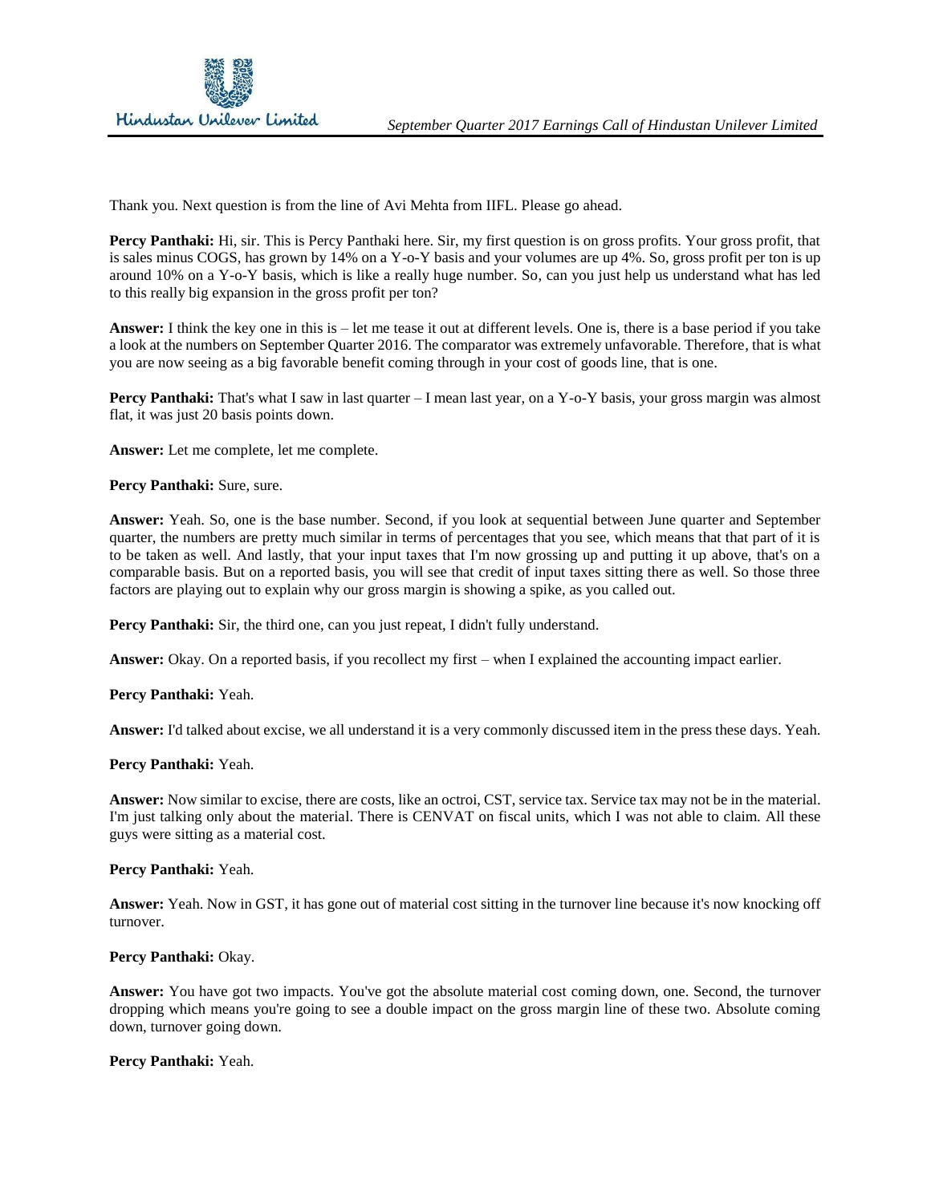Thank you. Next question is from the line of Avi Mehta from IIFL. Please go ahead.

**Percy Panthaki:** Hi, sir. This is Percy Panthaki here. Sir, my first question is on gross profits. Your gross profit, that is sales minus COGS, has grown by 14% on a Y-o-Y basis and your volumes are up 4%. So, gross profit per ton is up around 10% on a Y-o-Y basis, which is like a really huge number. So, can you just help us understand what has led to this really big expansion in the gross profit per ton?

**Answer:** I think the key one in this is – let me tease it out at different levels. One is, there is a base period if you take a look at the numbers on September Quarter 2016. The comparator was extremely unfavorable. Therefore, that is what you are now seeing as a big favorable benefit coming through in your cost of goods line, that is one.

**Percy Panthaki:** That's what I saw in last quarter – I mean last year, on a Y-o-Y basis, your gross margin was almost flat, it was just 20 basis points down.

**Answer:** Let me complete, let me complete.

**Percy Panthaki:** Sure, sure.

**Answer:** Yeah. So, one is the base number. Second, if you look at sequential between June quarter and September quarter, the numbers are pretty much similar in terms of percentages that you see, which means that that part of it is to be taken as well. And lastly, that your input taxes that I'm now grossing up and putting it up above, that's on a comparable basis. But on a reported basis, you will see that credit of input taxes sitting there as well. So those three factors are playing out to explain why our gross margin is showing a spike, as you called out.

**Percy Panthaki:** Sir, the third one, can you just repeat, I didn't fully understand.

**Answer:** Okay. On a reported basis, if you recollect my first – when I explained the accounting impact earlier.

**Percy Panthaki:** Yeah.

**Answer:** I'd talked about excise, we all understand it is a very commonly discussed item in the press these days. Yeah.

**Percy Panthaki:** Yeah.

**Answer:** Now similar to excise, there are costs, like an octroi, CST, service tax. Service tax may not be in the material. I'm just talking only about the material. There is CENVAT on fiscal units, which I was not able to claim. All these guys were sitting as a material cost.

**Percy Panthaki:** Yeah.

**Answer:** Yeah. Now in GST, it has gone out of material cost sitting in the turnover line because it's now knocking off turnover.

**Percy Panthaki:** Okay.

**Answer:** You have got two impacts. You've got the absolute material cost coming down, one. Second, the turnover dropping which means you're going to see a double impact on the gross margin line of these two. Absolute coming down, turnover going down.

**Percy Panthaki:** Yeah.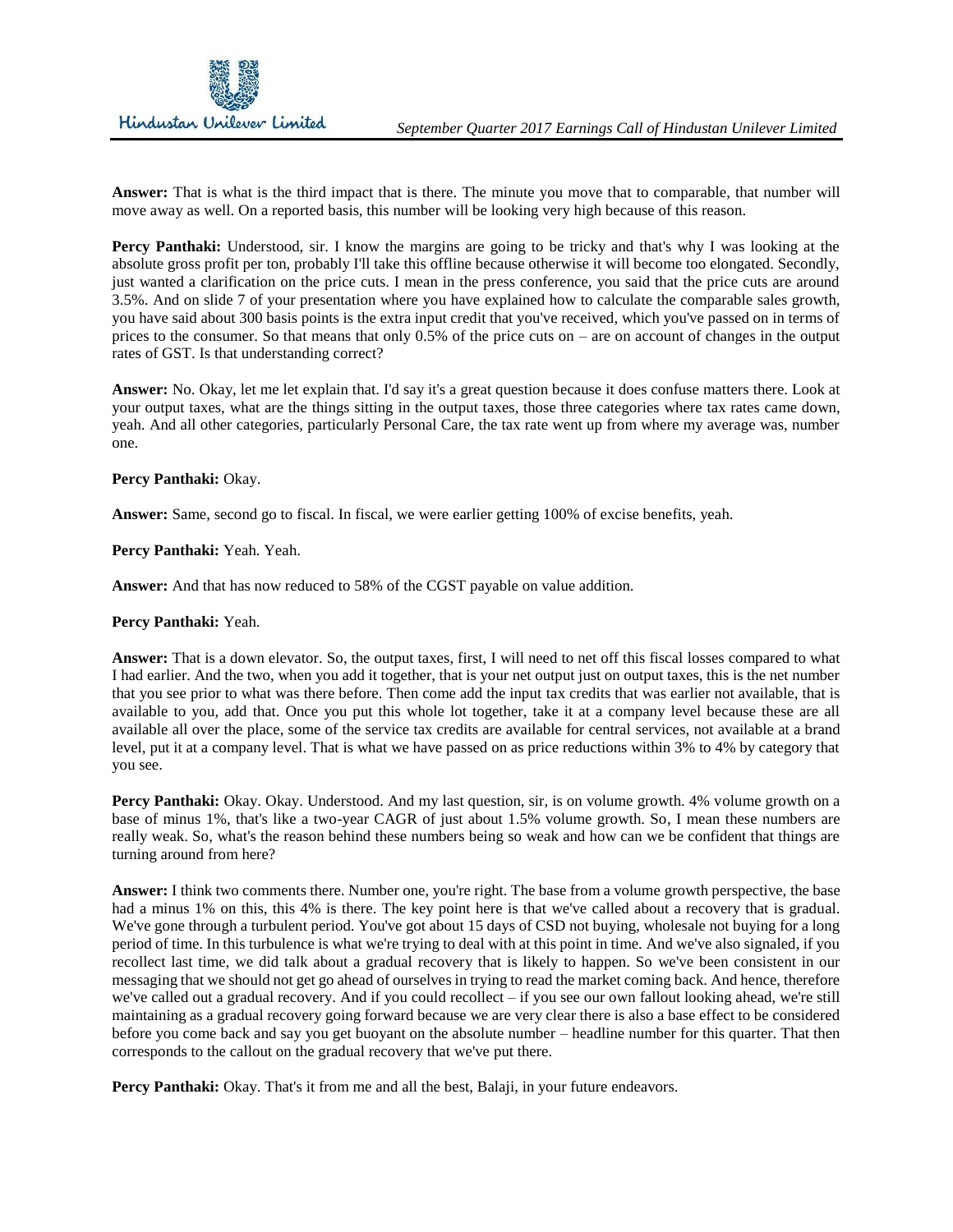**Answer:** That is what is the third impact that is there. The minute you move that to comparable, that number will move away as well. On a reported basis, this number will be looking very high because of this reason.

**Percy Panthaki:** Understood, sir. I know the margins are going to be tricky and that's why I was looking at the absolute gross profit per ton, probably I'll take this offline because otherwise it will become too elongated. Secondly, just wanted a clarification on the price cuts. I mean in the press conference, you said that the price cuts are around 3.5%. And on slide 7 of your presentation where you have explained how to calculate the comparable sales growth, you have said about 300 basis points is the extra input credit that you've received, which you've passed on in terms of prices to the consumer. So that means that only 0.5% of the price cuts on – are on account of changes in the output rates of GST. Is that understanding correct?

**Answer:** No. Okay, let me let explain that. I'd say it's a great question because it does confuse matters there. Look at your output taxes, what are the things sitting in the output taxes, those three categories where tax rates came down, yeah. And all other categories, particularly Personal Care, the tax rate went up from where my average was, number one.

**Percy Panthaki:** Okay.

**Answer:** Same, second go to fiscal. In fiscal, we were earlier getting 100% of excise benefits, yeah.

**Percy Panthaki:** Yeah. Yeah.

**Answer:** And that has now reduced to 58% of the CGST payable on value addition.

**Percy Panthaki:** Yeah.

**Answer:** That is a down elevator. So, the output taxes, first, I will need to net off this fiscal losses compared to what I had earlier. And the two, when you add it together, that is your net output just on output taxes, this is the net number that you see prior to what was there before. Then come add the input tax credits that was earlier not available, that is available to you, add that. Once you put this whole lot together, take it at a company level because these are all available all over the place, some of the service tax credits are available for central services, not available at a brand level, put it at a company level. That is what we have passed on as price reductions within 3% to 4% by category that you see.

**Percy Panthaki:** Okay. Okay. Understood. And my last question, sir, is on volume growth. 4% volume growth on a base of minus 1%, that's like a two-year CAGR of just about 1.5% volume growth. So, I mean these numbers are really weak. So, what's the reason behind these numbers being so weak and how can we be confident that things are turning around from here?

**Answer:** I think two comments there. Number one, you're right. The base from a volume growth perspective, the base had a minus 1% on this, this 4% is there. The key point here is that we've called about a recovery that is gradual. We've gone through a turbulent period. You've got about 15 days of CSD not buying, wholesale not buying for a long period of time. In this turbulence is what we're trying to deal with at this point in time. And we've also signaled, if you recollect last time, we did talk about a gradual recovery that is likely to happen. So we've been consistent in our messaging that we should not get go ahead of ourselves in trying to read the market coming back. And hence, therefore we've called out a gradual recovery. And if you could recollect – if you see our own fallout looking ahead, we're still maintaining as a gradual recovery going forward because we are very clear there is also a base effect to be considered before you come back and say you get buoyant on the absolute number – headline number for this quarter. That then corresponds to the callout on the gradual recovery that we've put there.

**Percy Panthaki:** Okay. That's it from me and all the best, Balaji, in your future endeavors.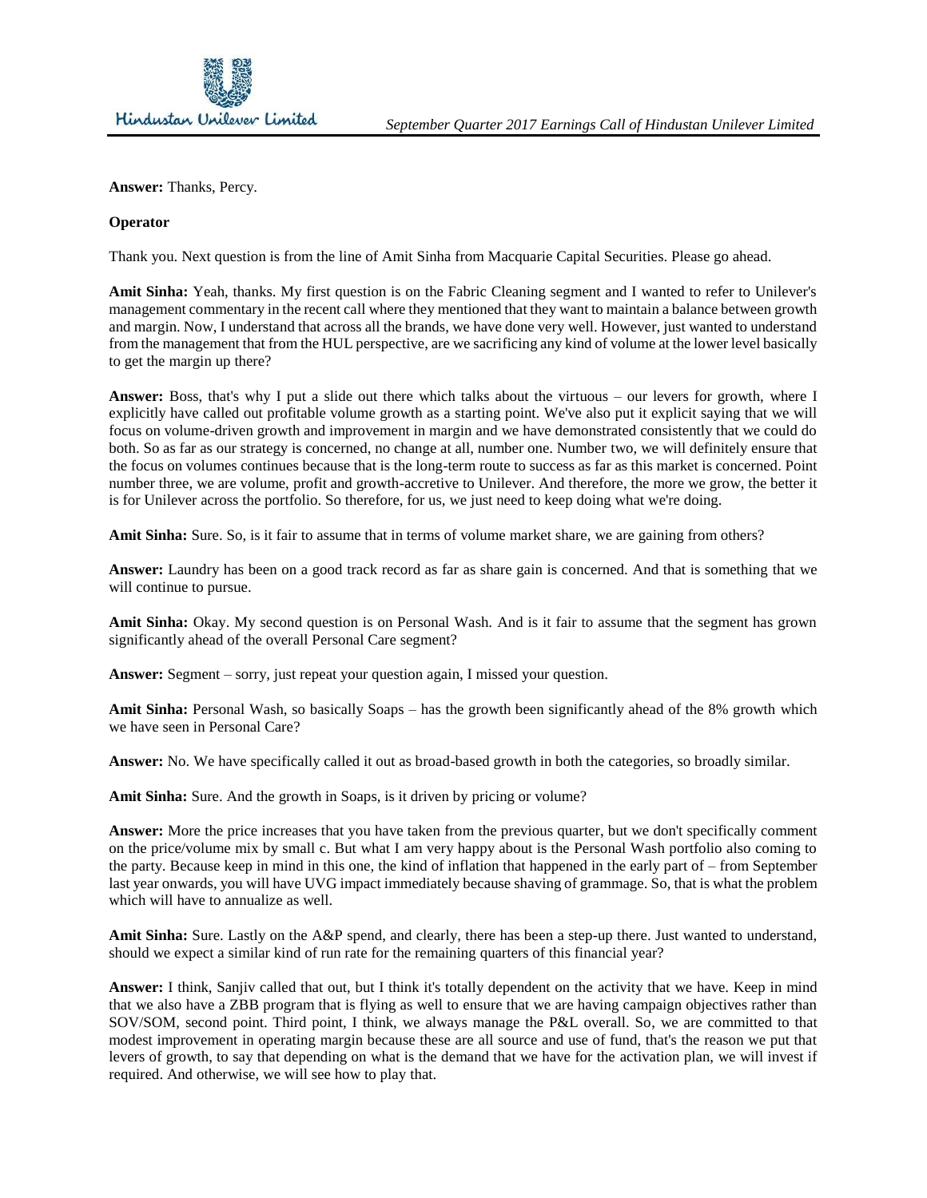**Answer:** Thanks, Percy.

**Operator**

Thank you. Next question is from the line of Amit Sinha from Macquarie Capital Securities. Please go ahead.

**Amit Sinha:** Yeah, thanks. My first question is on the Fabric Cleaning segment and I wanted to refer to Unilever's management commentary in the recent call where they mentioned that they want to maintain a balance between growth and margin. Now, I understand that across all the brands, we have done very well. However, just wanted to understand from the management that from the HUL perspective, are we sacrificing any kind of volume at the lower level basically to get the margin up there?

**Answer:** Boss, that's why I put a slide out there which talks about the virtuous – our levers for growth, where I explicitly have called out profitable volume growth as a starting point. We've also put it explicit saying that we will focus on volume-driven growth and improvement in margin and we have demonstrated consistently that we could do both. So as far as our strategy is concerned, no change at all, number one. Number two, we will definitely ensure that the focus on volumes continues because that is the long-term route to success as far as this market is concerned. Point number three, we are volume, profit and growth-accretive to Unilever. And therefore, the more we grow, the better it is for Unilever across the portfolio. So therefore, for us, we just need to keep doing what we're doing.

**Amit Sinha:** Sure. So, is it fair to assume that in terms of volume market share, we are gaining from others?

**Answer:** Laundry has been on a good track record as far as share gain is concerned. And that is something that we will continue to pursue.

**Amit Sinha:** Okay. My second question is on Personal Wash. And is it fair to assume that the segment has grown significantly ahead of the overall Personal Care segment?

**Answer:** Segment – sorry, just repeat your question again, I missed your question.

**Amit Sinha:** Personal Wash, so basically Soaps – has the growth been significantly ahead of the 8% growth which we have seen in Personal Care?

**Answer:** No. We have specifically called it out as broad-based growth in both the categories, so broadly similar.

**Amit Sinha:** Sure. And the growth in Soaps, is it driven by pricing or volume?

**Answer:** More the price increases that you have taken from the previous quarter, but we don't specifically comment on the price/volume mix by small c. But what I am very happy about is the Personal Wash portfolio also coming to the party. Because keep in mind in this one, the kind of inflation that happened in the early part of – from September last year onwards, you will have UVG impact immediately because shaving of grammage. So, that is what the problem which will have to annualize as well.

**Amit Sinha:** Sure. Lastly on the A&P spend, and clearly, there has been a step-up there. Just wanted to understand, should we expect a similar kind of run rate for the remaining quarters of this financial year?

**Answer:** I think, Sanjiv called that out, but I think it's totally dependent on the activity that we have. Keep in mind that we also have a ZBB program that is flying as well to ensure that we are having campaign objectives rather than SOV/SOM, second point. Third point, I think, we always manage the P&L overall. So, we are committed to that modest improvement in operating margin because these are all source and use of fund, that's the reason we put that levers of growth, to say that depending on what is the demand that we have for the activation plan, we will invest if required. And otherwise, we will see how to play that.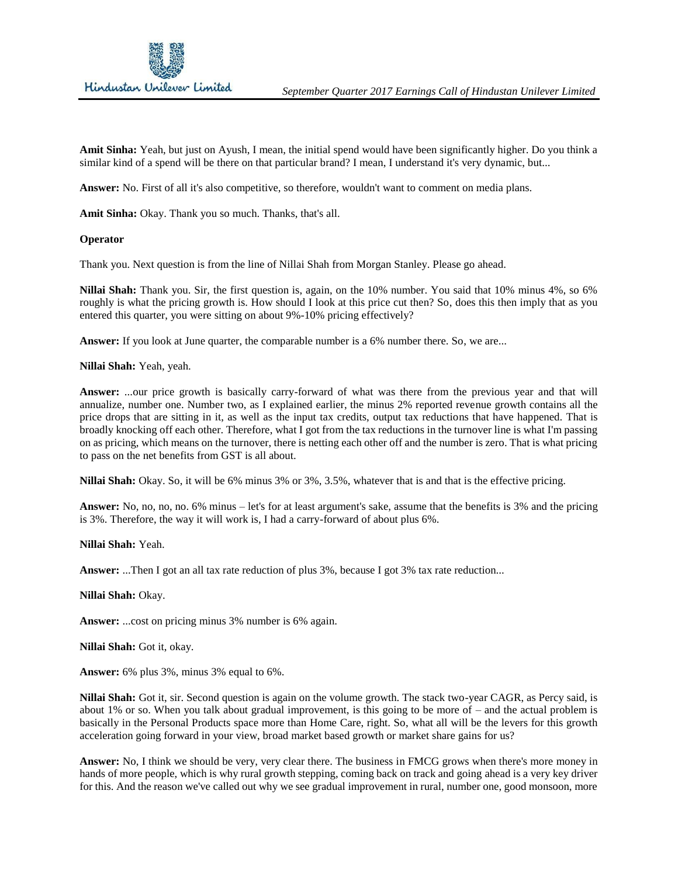**Amit Sinha:** Yeah, but just on Ayush, I mean, the initial spend would have been significantly higher. Do you think a similar kind of a spend will be there on that particular brand? I mean, I understand it's very dynamic, but...

**Answer:** No. First of all it's also competitive, so therefore, wouldn't want to comment on media plans.

**Amit Sinha:** Okay. Thank you so much. Thanks, that's all.

**Operator**

Thank you. Next question is from the line of Nillai Shah from Morgan Stanley. Please go ahead.

**Nillai Shah:** Thank you. Sir, the first question is, again, on the 10% number. You said that 10% minus 4%, so 6% roughly is what the pricing growth is. How should I look at this price cut then? So, does this then imply that as you entered this quarter, you were sitting on about 9%-10% pricing effectively?

**Answer:** If you look at June quarter, the comparable number is a 6% number there. So, we are...

**Nillai Shah:** Yeah, yeah.

**Answer:** ...our price growth is basically carry-forward of what was there from the previous year and that will annualize, number one. Number two, as I explained earlier, the minus 2% reported revenue growth contains all the price drops that are sitting in it, as well as the input tax credits, output tax reductions that have happened. That is broadly knocking off each other. Therefore, what I got from the tax reductions in the turnover line is what I'm passing on as pricing, which means on the turnover, there is netting each other off and the number is zero. That is what pricing to pass on the net benefits from GST is all about.

**Nillai Shah:** Okay. So, it will be 6% minus 3% or 3%, 3.5%, whatever that is and that is the effective pricing.

**Answer:** No, no, no, no. 6% minus – let's for at least argument's sake, assume that the benefits is 3% and the pricing is 3%. Therefore, the way it will work is, I had a carry-forward of about plus 6%.

**Nillai Shah:** Yeah.

**Answer:** ...Then I got an all tax rate reduction of plus 3%, because I got 3% tax rate reduction...

**Nillai Shah:** Okay.

**Answer:** ...cost on pricing minus 3% number is 6% again.

**Nillai Shah:** Got it, okay.

**Answer:** 6% plus 3%, minus 3% equal to 6%.

**Nillai Shah:** Got it, sir. Second question is again on the volume growth. The stack two-year CAGR, as Percy said, is about 1% or so. When you talk about gradual improvement, is this going to be more of – and the actual problem is basically in the Personal Products space more than Home Care, right. So, what all will be the levers for this growth acceleration going forward in your view, broad market based growth or market share gains for us?

**Answer:** No, I think we should be very, very clear there. The business in FMCG grows when there's more money in hands of more people, which is why rural growth stepping, coming back on track and going ahead is a very key driver for this. And the reason we've called out why we see gradual improvement in rural, number one, good monsoon, more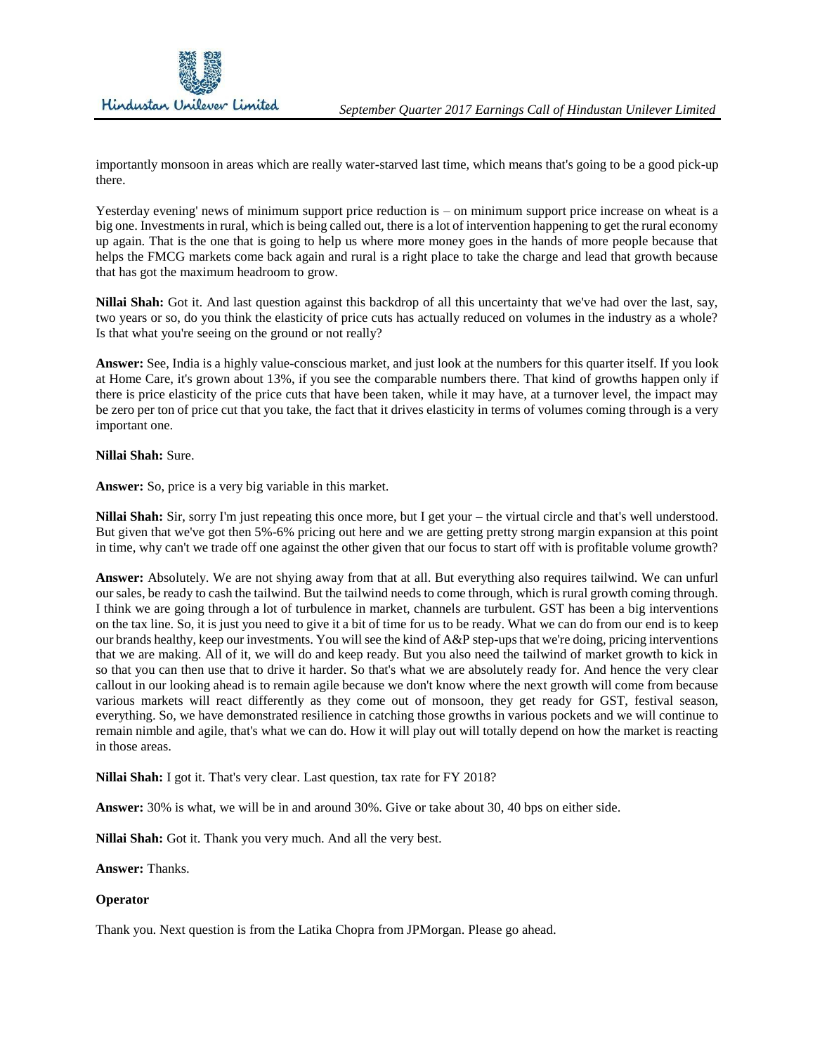importantly monsoon in areas which are really water-starved last time, which means that's going to be a good pick-up there.

Yesterday evening' news of minimum support price reduction is – on minimum support price increase on wheat is a big one. Investments in rural, which is being called out, there is a lot of intervention happening to get the rural economy up again. That is the one that is going to help us where more money goes in the hands of more people because that helps the FMCG markets come back again and rural is a right place to take the charge and lead that growth because that has got the maximum headroom to grow.

**Nillai Shah:** Got it. And last question against this backdrop of all this uncertainty that we've had over the last, say, two years or so, do you think the elasticity of price cuts has actually reduced on volumes in the industry as a whole? Is that what you're seeing on the ground or not really?

**Answer:** See, India is a highly value-conscious market, and just look at the numbers for this quarter itself. If you look at Home Care, it's grown about 13%, if you see the comparable numbers there. That kind of growths happen only if there is price elasticity of the price cuts that have been taken, while it may have, at a turnover level, the impact may be zero per ton of price cut that you take, the fact that it drives elasticity in terms of volumes coming through is a very important one.

**Nillai Shah:** Sure.

**Answer:** So, price is a very big variable in this market.

**Nillai Shah:** Sir, sorry I'm just repeating this once more, but I get your – the virtual circle and that's well understood. But given that we've got then 5%-6% pricing out here and we are getting pretty strong margin expansion at this point in time, why can't we trade off one against the other given that our focus to start off with is profitable volume growth?

**Answer:** Absolutely. We are not shying away from that at all. But everything also requires tailwind. We can unfurl our sales, be ready to cash the tailwind. But the tailwind needs to come through, which is rural growth coming through. I think we are going through a lot of turbulence in market, channels are turbulent. GST has been a big interventions on the tax line. So, it is just you need to give it a bit of time for us to be ready. What we can do from our end is to keep our brands healthy, keep our investments. You will see the kind of A&P step-ups that we're doing, pricing interventions that we are making. All of it, we will do and keep ready. But you also need the tailwind of market growth to kick in so that you can then use that to drive it harder. So that's what we are absolutely ready for. And hence the very clear callout in our looking ahead is to remain agile because we don't know where the next growth will come from because various markets will react differently as they come out of monsoon, they get ready for GST, festival season, everything. So, we have demonstrated resilience in catching those growths in various pockets and we will continue to remain nimble and agile, that's what we can do. How it will play out will totally depend on how the market is reacting in those areas.

**Nillai Shah:** I got it. That's very clear. Last question, tax rate for FY 2018?

**Answer:** 30% is what, we will be in and around 30%. Give or take about 30, 40 bps on either side.

**Nillai Shah:** Got it. Thank you very much. And all the very best.

**Answer:** Thanks.

**Operator**

Thank you. Next question is from the Latika Chopra from JPMorgan. Please go ahead.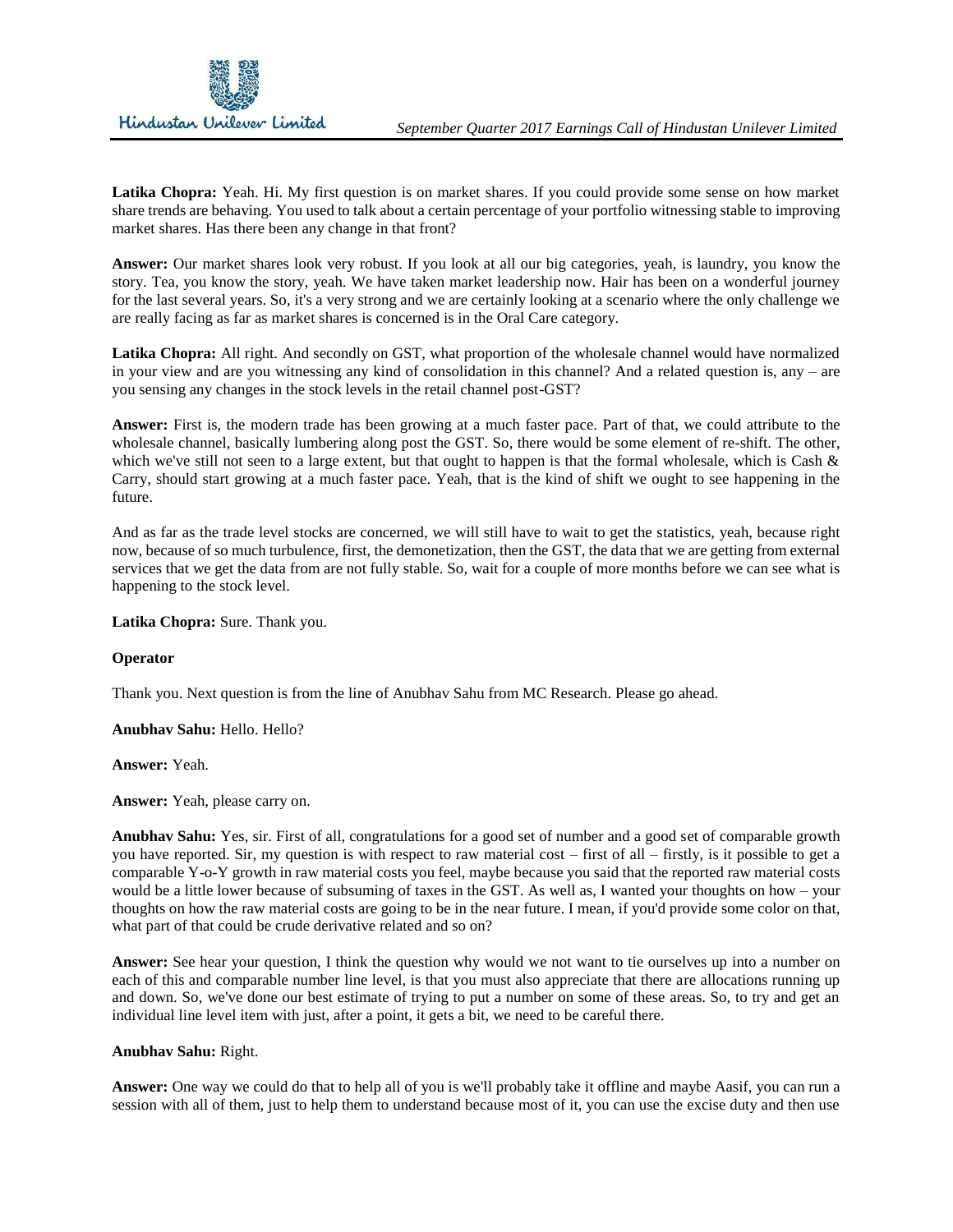**Latika Chopra:** Yeah. Hi. My first question is on market shares. If you could provide some sense on how market share trends are behaving. You used to talk about a certain percentage of your portfolio witnessing stable to improving market shares. Has there been any change in that front?

**Answer:** Our market shares look very robust. If you look at all our big categories, yeah, is laundry, you know the story. Tea, you know the story, yeah. We have taken market leadership now. Hair has been on a wonderful journey for the last several years. So, it's a very strong and we are certainly looking at a scenario where the only challenge we are really facing as far as market shares is concerned is in the Oral Care category.

**Latika Chopra:** All right. And secondly on GST, what proportion of the wholesale channel would have normalized in your view and are you witnessing any kind of consolidation in this channel? And a related question is, any – are you sensing any changes in the stock levels in the retail channel post-GST?

**Answer:** First is, the modern trade has been growing at a much faster pace. Part of that, we could attribute to the wholesale channel, basically lumbering along post the GST. So, there would be some element of re-shift. The other, which we've still not seen to a large extent, but that ought to happen is that the formal wholesale, which is Cash & Carry, should start growing at a much faster pace. Yeah, that is the kind of shift we ought to see happening in the future.

And as far as the trade level stocks are concerned, we will still have to wait to get the statistics, yeah, because right now, because of so much turbulence, first, the demonetization, then the GST, the data that we are getting from external services that we get the data from are not fully stable. So, wait for a couple of more months before we can see what is happening to the stock level.

**Latika Chopra:** Sure. Thank you.

**Operator**

Thank you. Next question is from the line of Anubhav Sahu from MC Research. Please go ahead.

**Anubhav Sahu:** Hello. Hello?

**Answer:** Yeah.

**Answer:** Yeah, please carry on.

**Anubhav Sahu:** Yes, sir. First of all, congratulations for a good set of number and a good set of comparable growth you have reported. Sir, my question is with respect to raw material cost – first of all – firstly, is it possible to get a comparable Y-o-Y growth in raw material costs you feel, maybe because you said that the reported raw material costs would be a little lower because of subsuming of taxes in the GST. As well as, I wanted your thoughts on how – your thoughts on how the raw material costs are going to be in the near future. I mean, if you'd provide some color on that, what part of that could be crude derivative related and so on?

**Answer:** See hear your question, I think the question why would we not want to tie ourselves up into a number on each of this and comparable number line level, is that you must also appreciate that there are allocations running up and down. So, we've done our best estimate of trying to put a number on some of these areas. So, to try and get an individual line level item with just, after a point, it gets a bit, we need to be careful there.

**Anubhav Sahu:** Right.

**Answer:** One way we could do that to help all of you is we'll probably take it offline and maybe Aasif, you can run a session with all of them, just to help them to understand because most of it, you can use the excise duty and then use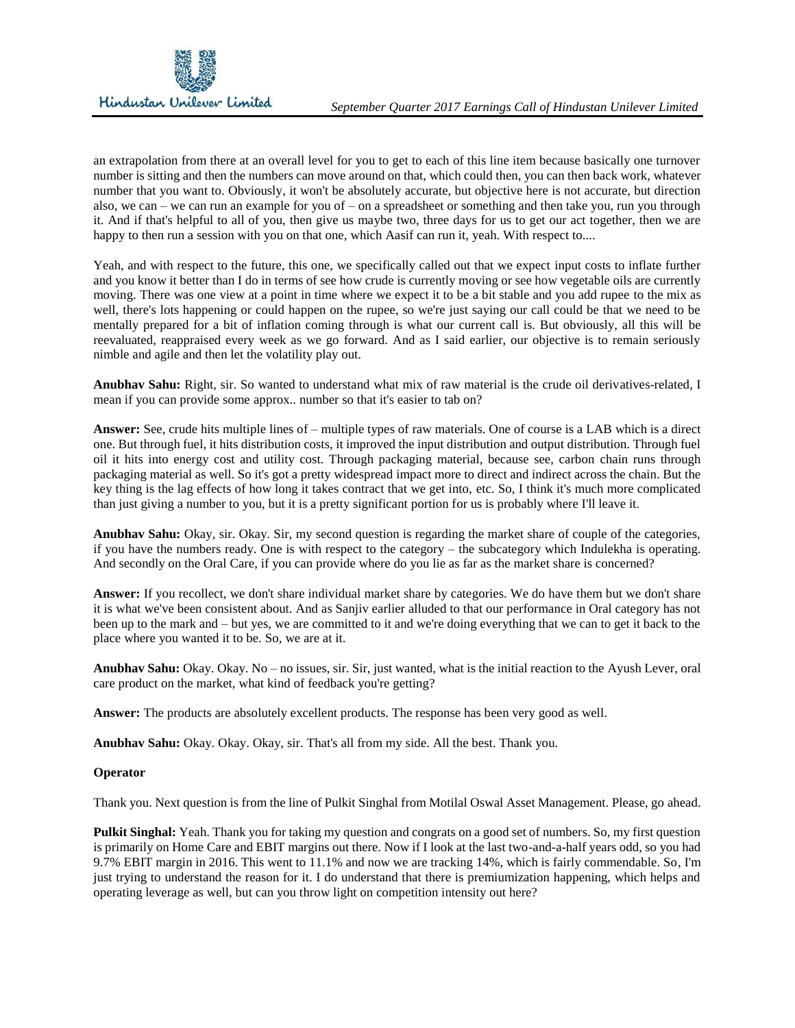an extrapolation from there at an overall level for you to get to each of this line item because basically one turnover number is sitting and then the numbers can move around on that, which could then, you can then back work, whatever number that you want to. Obviously, it won't be absolutely accurate, but objective here is not accurate, but direction also, we can – we can run an example for you of – on a spreadsheet or something and then take you, run you through it. And if that's helpful to all of you, then give us maybe two, three days for us to get our act together, then we are happy to then run a session with you on that one, which Aasif can run it, yeah. With respect to....

Yeah, and with respect to the future, this one, we specifically called out that we expect input costs to inflate further and you know it better than I do in terms of see how crude is currently moving or see how vegetable oils are currently moving. There was one view at a point in time where we expect it to be a bit stable and you add rupee to the mix as well, there's lots happening or could happen on the rupee, so we're just saying our call could be that we need to be mentally prepared for a bit of inflation coming through is what our current call is. But obviously, all this will be reevaluated, reappraised every week as we go forward. And as I said earlier, our objective is to remain seriously nimble and agile and then let the volatility play out.

**Anubhav Sahu:** Right, sir. So wanted to understand what mix of raw material is the crude oil derivatives-related, I mean if you can provide some approx.. number so that it's easier to tab on?

**Answer:** See, crude hits multiple lines of – multiple types of raw materials. One of course is a LAB which is a direct one. But through fuel, it hits distribution costs, it improved the input distribution and output distribution. Through fuel oil it hits into energy cost and utility cost. Through packaging material, because see, carbon chain runs through packaging material as well. So it's got a pretty widespread impact more to direct and indirect across the chain. But the key thing is the lag effects of how long it takes contract that we get into, etc. So, I think it's much more complicated than just giving a number to you, but it is a pretty significant portion for us is probably where I'll leave it.

**Anubhav Sahu:** Okay, sir. Okay. Sir, my second question is regarding the market share of couple of the categories, if you have the numbers ready. One is with respect to the category – the subcategory which Indulekha is operating. And secondly on the Oral Care, if you can provide where do you lie as far as the market share is concerned?

**Answer:** If you recollect, we don't share individual market share by categories. We do have them but we don't share it is what we've been consistent about. And as Sanjiv earlier alluded to that our performance in Oral category has not been up to the mark and – but yes, we are committed to it and we're doing everything that we can to get it back to the place where you wanted it to be. So, we are at it.

**Anubhav Sahu:** Okay. Okay. No – no issues, sir. Sir, just wanted, what is the initial reaction to the Ayush Lever, oral care product on the market, what kind of feedback you're getting?

**Answer:** The products are absolutely excellent products. The response has been very good as well.

**Anubhav Sahu:** Okay. Okay. Okay, sir. That's all from my side. All the best. Thank you.

**Operator**

Thank you. Next question is from the line of Pulkit Singhal from Motilal Oswal Asset Management. Please, go ahead.

**Pulkit Singhal:** Yeah. Thank you for taking my question and congrats on a good set of numbers. So, my first question is primarily on Home Care and EBIT margins out there. Now if I look at the last two-and-a-half years odd, so you had 9.7% EBIT margin in 2016. This went to 11.1% and now we are tracking 14%, which is fairly commendable. So, I'm just trying to understand the reason for it. I do understand that there is premiumization happening, which helps and operating leverage as well, but can you throw light on competition intensity out here?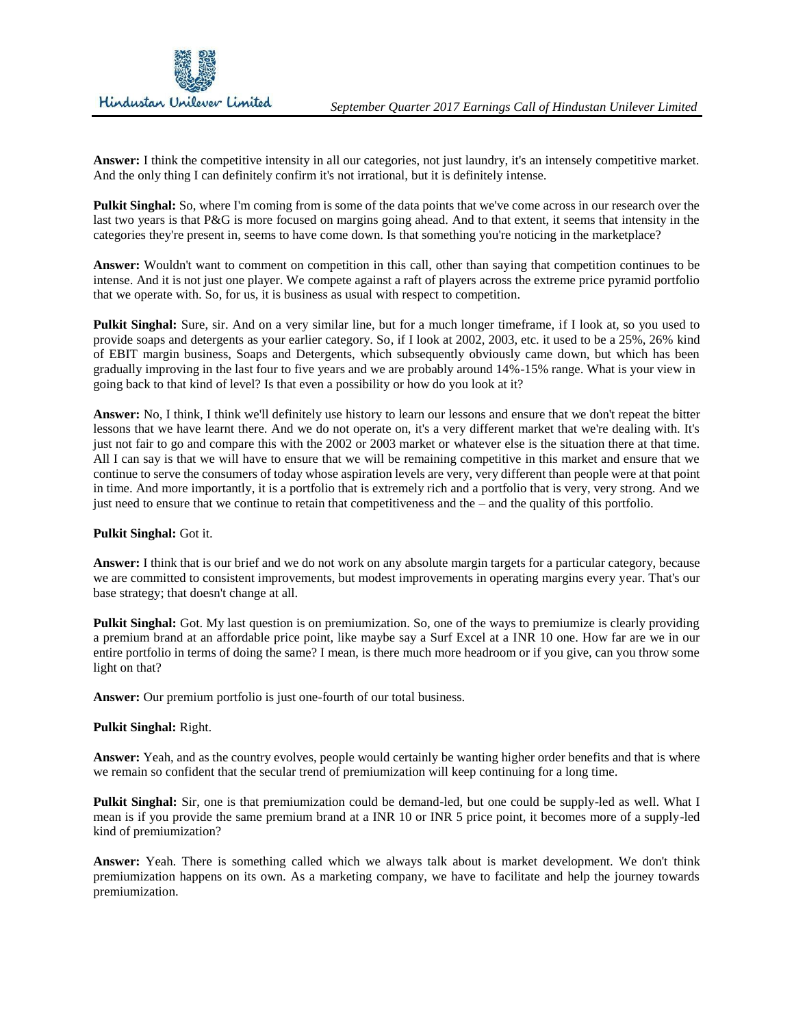**Answer:** I think the competitive intensity in all our categories, not just laundry, it's an intensely competitive market. And the only thing I can definitely confirm it's not irrational, but it is definitely intense.

**Pulkit Singhal:** So, where I'm coming from is some of the data points that we've come across in our research over the last two years is that P&G is more focused on margins going ahead. And to that extent, it seems that intensity in the categories they're present in, seems to have come down. Is that something you're noticing in the marketplace?

**Answer:** Wouldn't want to comment on competition in this call, other than saying that competition continues to be intense. And it is not just one player. We compete against a raft of players across the extreme price pyramid portfolio that we operate with. So, for us, it is business as usual with respect to competition.

**Pulkit Singhal:** Sure, sir. And on a very similar line, but for a much longer timeframe, if I look at, so you used to provide soaps and detergents as your earlier category. So, if I look at 2002, 2003, etc. it used to be a 25%, 26% kind of EBIT margin business, Soaps and Detergents, which subsequently obviously came down, but which has been gradually improving in the last four to five years and we are probably around 14%-15% range. What is your view in going back to that kind of level? Is that even a possibility or how do you look at it?

**Answer:** No, I think, I think we'll definitely use history to learn our lessons and ensure that we don't repeat the bitter lessons that we have learnt there. And we do not operate on, it's a very different market that we're dealing with. It's just not fair to go and compare this with the 2002 or 2003 market or whatever else is the situation there at that time. All I can say is that we will have to ensure that we will be remaining competitive in this market and ensure that we continue to serve the consumers of today whose aspiration levels are very, very different than people were at that point in time. And more importantly, it is a portfolio that is extremely rich and a portfolio that is very, very strong. And we just need to ensure that we continue to retain that competitiveness and the – and the quality of this portfolio.

**Pulkit Singhal:** Got it.

**Answer:** I think that is our brief and we do not work on any absolute margin targets for a particular category, because we are committed to consistent improvements, but modest improvements in operating margins every year. That's our base strategy; that doesn't change at all.

**Pulkit Singhal:** Got. My last question is on premiumization. So, one of the ways to premiumize is clearly providing a premium brand at an affordable price point, like maybe say a Surf Excel at a INR 10 one. How far are we in our entire portfolio in terms of doing the same? I mean, is there much more headroom or if you give, can you throw some light on that?

**Answer:** Our premium portfolio is just one-fourth of our total business.

**Pulkit Singhal:** Right.

**Answer:** Yeah, and as the country evolves, people would certainly be wanting higher order benefits and that is where we remain so confident that the secular trend of premiumization will keep continuing for a long time.

**Pulkit Singhal:** Sir, one is that premiumization could be demand-led, but one could be supply-led as well. What I mean is if you provide the same premium brand at a INR 10 or INR 5 price point, it becomes more of a supply-led kind of premiumization?

**Answer:** Yeah. There is something called which we always talk about is market development. We don't think premiumization happens on its own. As a marketing company, we have to facilitate and help the journey towards premiumization.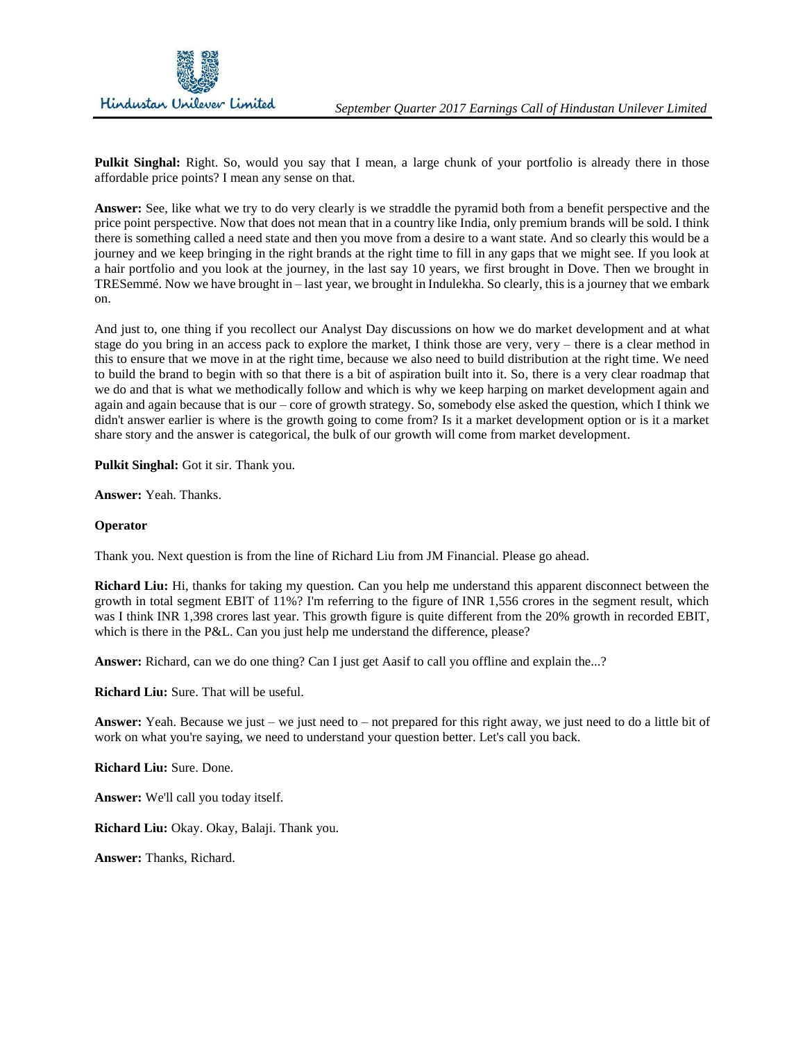**Pulkit Singhal:** Right. So, would you say that I mean, a large chunk of your portfolio is already there in those affordable price points? I mean any sense on that.

**Answer:** See, like what we try to do very clearly is we straddle the pyramid both from a benefit perspective and the price point perspective. Now that does not mean that in a country like India, only premium brands will be sold. I think there is something called a need state and then you move from a desire to a want state. And so clearly this would be a journey and we keep bringing in the right brands at the right time to fill in any gaps that we might see. If you look at a hair portfolio and you look at the journey, in the last say 10 years, we first brought in Dove. Then we brought in TRESemmé. Now we have brought in – last year, we brought in Indulekha. So clearly, this is a journey that we embark on.

And just to, one thing if you recollect our Analyst Day discussions on how we do market development and at what stage do you bring in an access pack to explore the market, I think those are very, very – there is a clear method in this to ensure that we move in at the right time, because we also need to build distribution at the right time. We need to build the brand to begin with so that there is a bit of aspiration built into it. So, there is a very clear roadmap that we do and that is what we methodically follow and which is why we keep harping on market development again and again and again because that is our – core of growth strategy. So, somebody else asked the question, which I think we didn't answer earlier is where is the growth going to come from? Is it a market development option or is it a market share story and the answer is categorical, the bulk of our growth will come from market development.

**Pulkit Singhal:** Got it sir. Thank you.

**Answer:** Yeah. Thanks.

**Operator**

Thank you. Next question is from the line of Richard Liu from JM Financial. Please go ahead.

**Richard Liu:** Hi, thanks for taking my question. Can you help me understand this apparent disconnect between the growth in total segment EBIT of 11%? I'm referring to the figure of INR 1,556 crores in the segment result, which was I think INR 1,398 crores last year. This growth figure is quite different from the 20% growth in recorded EBIT, which is there in the P&L. Can you just help me understand the difference, please?

**Answer:** Richard, can we do one thing? Can I just get Aasif to call you offline and explain the...?

**Richard Liu:** Sure. That will be useful.

**Answer:** Yeah. Because we just – we just need to – not prepared for this right away, we just need to do a little bit of work on what you're saying, we need to understand your question better. Let's call you back.

**Richard Liu:** Sure. Done.

**Answer:** We'll call you today itself.

**Richard Liu:** Okay. Okay, Balaji. Thank you.

**Answer:** Thanks, Richard.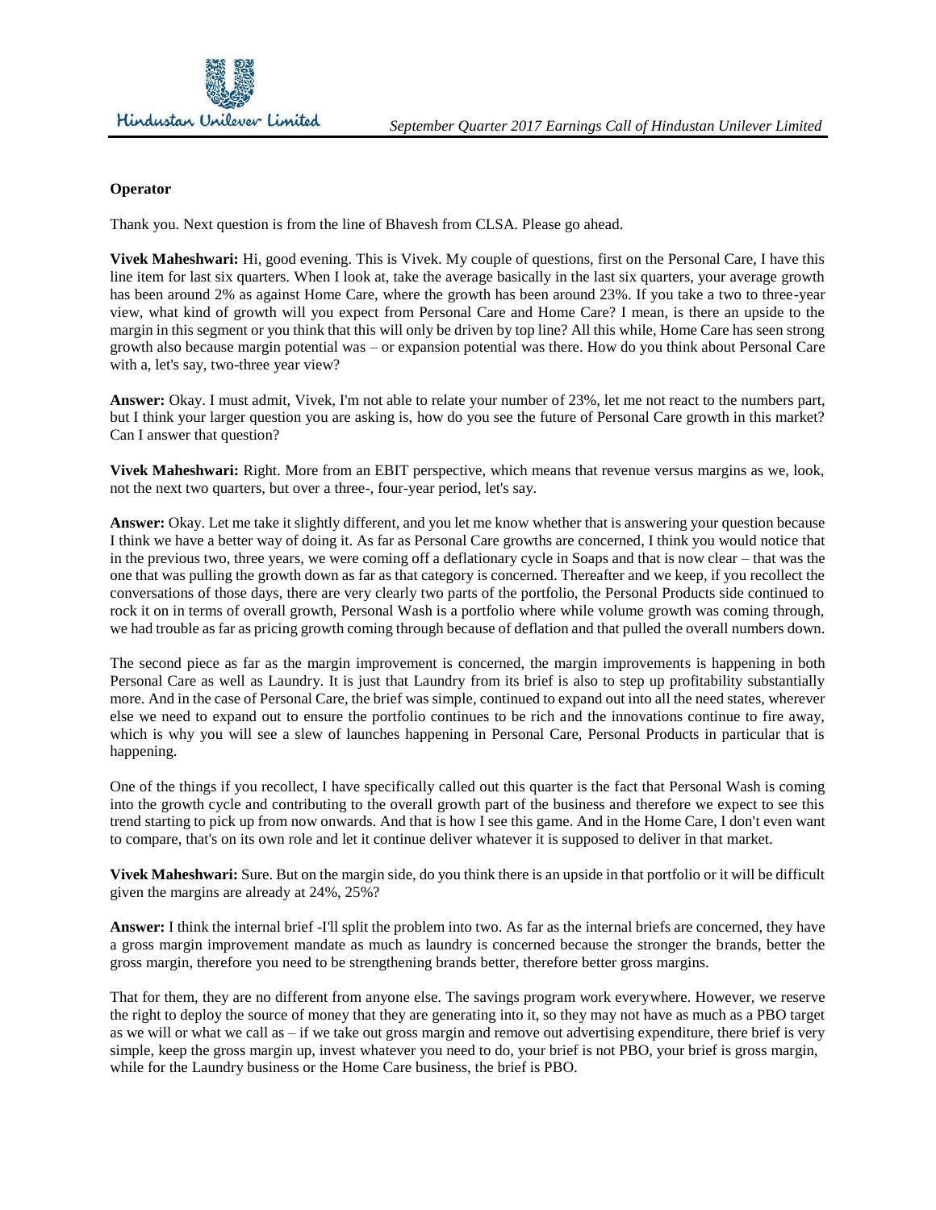**Operator**

Thank you. Next question is from the line of Bhavesh from CLSA. Please go ahead.

**Vivek Maheshwari:** Hi, good evening. This is Vivek. My couple of questions, first on the Personal Care, I have this line item for last six quarters. When I look at, take the average basically in the last six quarters, your average growth has been around 2% as against Home Care, where the growth has been around 23%. If you take a two to three-year view, what kind of growth will you expect from Personal Care and Home Care? I mean, is there an upside to the margin in this segment or you think that this will only be driven by top line? All this while, Home Care has seen strong growth also because margin potential was – or expansion potential was there. How do you think about Personal Care with a, let's say, two-three year view?

**Answer:** Okay. I must admit, Vivek, I'm not able to relate your number of 23%, let me not react to the numbers part, but I think your larger question you are asking is, how do you see the future of Personal Care growth in this market? Can I answer that question?

**Vivek Maheshwari:** Right. More from an EBIT perspective, which means that revenue versus margins as we, look, not the next two quarters, but over a three-, four-year period, let's say.

**Answer:** Okay. Let me take it slightly different, and you let me know whether that is answering your question because I think we have a better way of doing it. As far as Personal Care growths are concerned, I think you would notice that in the previous two, three years, we were coming off a deflationary cycle in Soaps and that is now clear – that was the one that was pulling the growth down as far as that category is concerned. Thereafter and we keep, if you recollect the conversations of those days, there are very clearly two parts of the portfolio, the Personal Products side continued to rock it on in terms of overall growth, Personal Wash is a portfolio where while volume growth was coming through, we had trouble as far as pricing growth coming through because of deflation and that pulled the overall numbers down.

The second piece as far as the margin improvement is concerned, the margin improvements is happening in both Personal Care as well as Laundry. It is just that Laundry from its brief is also to step up profitability substantially more. And in the case of Personal Care, the brief was simple, continued to expand out into all the need states, wherever else we need to expand out to ensure the portfolio continues to be rich and the innovations continue to fire away, which is why you will see a slew of launches happening in Personal Care, Personal Products in particular that is happening.

One of the things if you recollect, I have specifically called out this quarter is the fact that Personal Wash is coming into the growth cycle and contributing to the overall growth part of the business and therefore we expect to see this trend starting to pick up from now onwards. And that is how I see this game. And in the Home Care, I don't even want to compare, that's on its own role and let it continue deliver whatever it is supposed to deliver in that market.

**Vivek Maheshwari:** Sure. But on the margin side, do you think there is an upside in that portfolio or it will be difficult given the margins are already at 24%, 25%?

**Answer:** I think the internal brief -I'll split the problem into two. As far as the internal briefs are concerned, they have a gross margin improvement mandate as much as laundry is concerned because the stronger the brands, better the gross margin, therefore you need to be strengthening brands better, therefore better gross margins.

That for them, they are no different from anyone else. The savings program work everywhere. However, we reserve the right to deploy the source of money that they are generating into it, so they may not have as much as a PBO target as we will or what we call as – if we take out gross margin and remove out advertising expenditure, there brief is very simple, keep the gross margin up, invest whatever you need to do, your brief is not PBO, your brief is gross margin, while for the Laundry business or the Home Care business, the brief is PBO.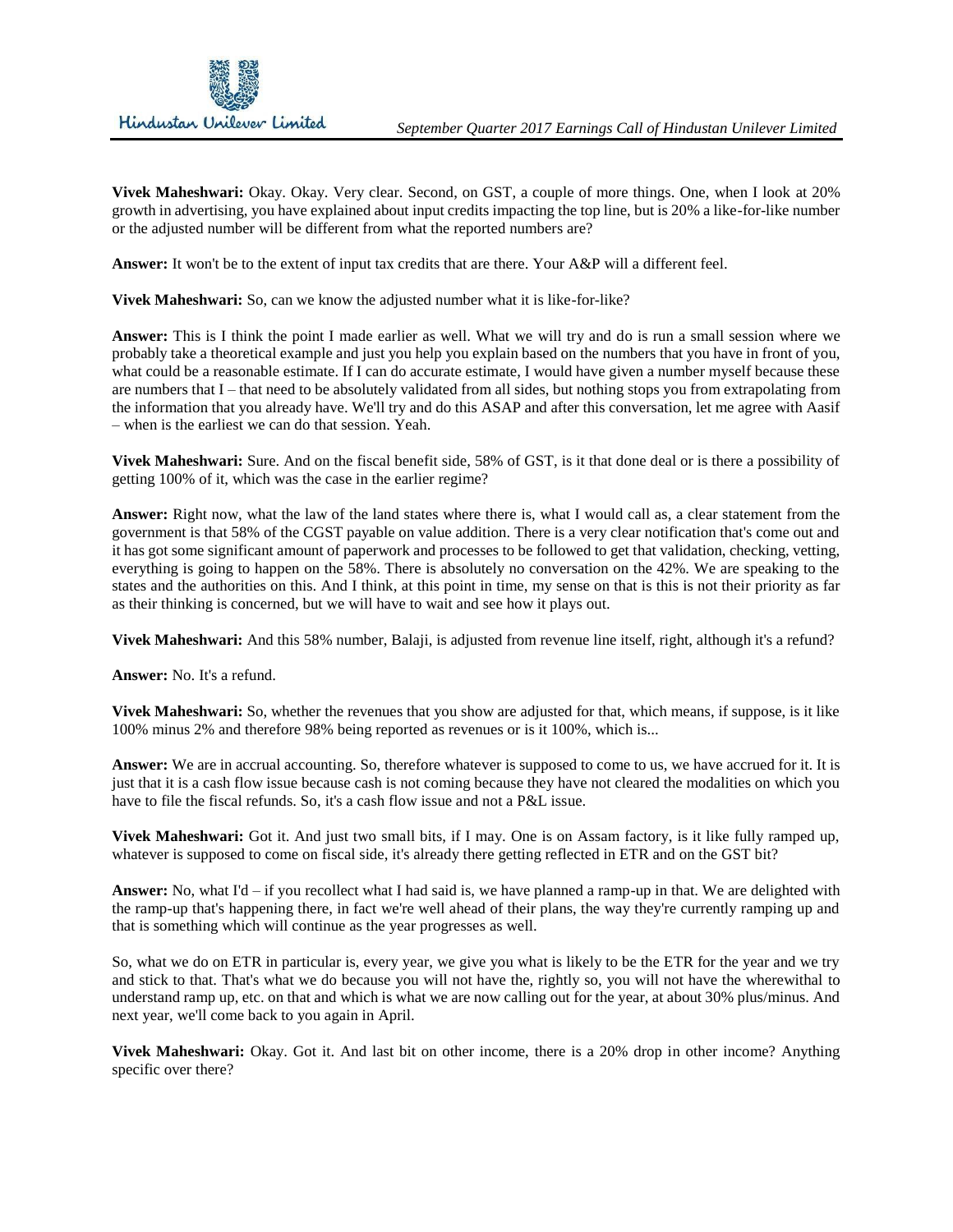**Vivek Maheshwari:** Okay. Okay. Very clear. Second, on GST, a couple of more things. One, when I look at 20% growth in advertising, you have explained about input credits impacting the top line, but is 20% a like-for-like number or the adjusted number will be different from what the reported numbers are?

**Answer:** It won't be to the extent of input tax credits that are there. Your A&P will a different feel.

**Vivek Maheshwari:** So, can we know the adjusted number what it is like-for-like?

**Answer:** This is I think the point I made earlier as well. What we will try and do is run a small session where we probably take a theoretical example and just you help you explain based on the numbers that you have in front of you, what could be a reasonable estimate. If I can do accurate estimate, I would have given a number myself because these are numbers that I – that need to be absolutely validated from all sides, but nothing stops you from extrapolating from the information that you already have. We'll try and do this ASAP and after this conversation, let me agree with Aasif – when is the earliest we can do that session. Yeah.

**Vivek Maheshwari:** Sure. And on the fiscal benefit side, 58% of GST, is it that done deal or is there a possibility of getting 100% of it, which was the case in the earlier regime?

**Answer:** Right now, what the law of the land states where there is, what I would call as, a clear statement from the government is that 58% of the CGST payable on value addition. There is a very clear notification that's come out and it has got some significant amount of paperwork and processes to be followed to get that validation, checking, vetting, everything is going to happen on the 58%. There is absolutely no conversation on the 42%. We are speaking to the states and the authorities on this. And I think, at this point in time, my sense on that is this is not their priority as far as their thinking is concerned, but we will have to wait and see how it plays out.

**Vivek Maheshwari:** And this 58% number, Balaji, is adjusted from revenue line itself, right, although it's a refund?

**Answer:** No. It's a refund.

**Vivek Maheshwari:** So, whether the revenues that you show are adjusted for that, which means, if suppose, is it like 100% minus 2% and therefore 98% being reported as revenues or is it 100%, which is...

**Answer:** We are in accrual accounting. So, therefore whatever is supposed to come to us, we have accrued for it. It is just that it is a cash flow issue because cash is not coming because they have not cleared the modalities on which you have to file the fiscal refunds. So, it's a cash flow issue and not a P&L issue.

**Vivek Maheshwari:** Got it. And just two small bits, if I may. One is on Assam factory, is it like fully ramped up, whatever is supposed to come on fiscal side, it's already there getting reflected in ETR and on the GST bit?

**Answer:** No, what I'd – if you recollect what I had said is, we have planned a ramp-up in that. We are delighted with the ramp-up that's happening there, in fact we're well ahead of their plans, the way they're currently ramping up and that is something which will continue as the year progresses as well.

So, what we do on ETR in particular is, every year, we give you what is likely to be the ETR for the year and we try and stick to that. That's what we do because you will not have the, rightly so, you will not have the wherewithal to understand ramp up, etc. on that and which is what we are now calling out for the year, at about 30% plus/minus. And next year, we'll come back to you again in April.

**Vivek Maheshwari:** Okay. Got it. And last bit on other income, there is a 20% drop in other income? Anything specific over there?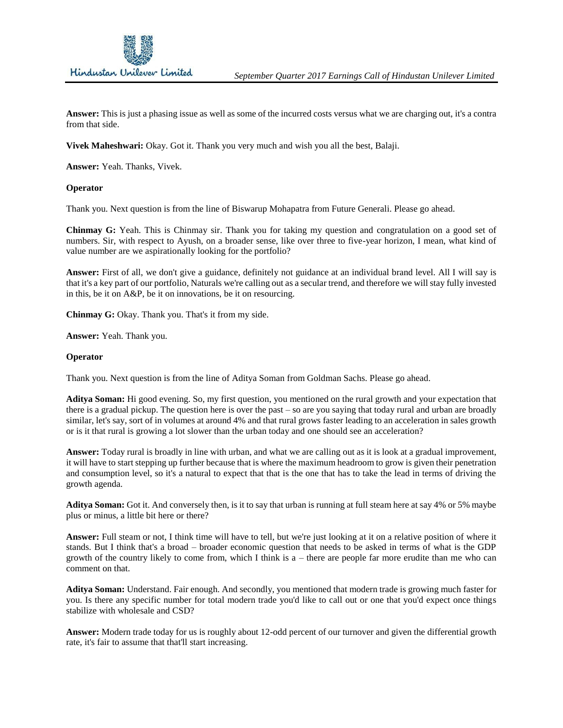**Answer:** This is just a phasing issue as well as some of the incurred costs versus what we are charging out, it's a contra from that side.

**Vivek Maheshwari:** Okay. Got it. Thank you very much and wish you all the best, Balaji.

**Answer:** Yeah. Thanks, Vivek.

**Operator**

Thank you. Next question is from the line of Biswarup Mohapatra from Future Generali. Please go ahead.

**Chinmay G:** Yeah. This is Chinmay sir. Thank you for taking my question and congratulation on a good set of numbers. Sir, with respect to Ayush, on a broader sense, like over three to five-year horizon, I mean, what kind of value number are we aspirationally looking for the portfolio?

**Answer:** First of all, we don't give a guidance, definitely not guidance at an individual brand level. All I will say is that it's a key part of our portfolio, Naturals we're calling out as a secular trend, and therefore we will stay fully invested in this, be it on A&P, be it on innovations, be it on resourcing.

**Chinmay G:** Okay. Thank you. That's it from my side.

**Answer:** Yeah. Thank you.

**Operator**

Thank you. Next question is from the line of Aditya Soman from Goldman Sachs. Please go ahead.

**Aditya Soman:** Hi good evening. So, my first question, you mentioned on the rural growth and your expectation that there is a gradual pickup. The question here is over the past – so are you saying that today rural and urban are broadly similar, let's say, sort of in volumes at around 4% and that rural grows faster leading to an acceleration in sales growth or is it that rural is growing a lot slower than the urban today and one should see an acceleration?

**Answer:** Today rural is broadly in line with urban, and what we are calling out as it is look at a gradual improvement, it will have to start stepping up further because that is where the maximum headroom to grow is given their penetration and consumption level, so it's a natural to expect that that is the one that has to take the lead in terms of driving the growth agenda.

**Aditya Soman:** Got it. And conversely then, is it to say that urban is running at full steam here at say 4% or 5% maybe plus or minus, a little bit here or there?

**Answer:** Full steam or not, I think time will have to tell, but we're just looking at it on a relative position of where it stands. But I think that's a broad – broader economic question that needs to be asked in terms of what is the GDP growth of the country likely to come from, which I think is a – there are people far more erudite than me who can comment on that.

**Aditya Soman:** Understand. Fair enough. And secondly, you mentioned that modern trade is growing much faster for you. Is there any specific number for total modern trade you'd like to call out or one that you'd expect once things stabilize with wholesale and CSD?

**Answer:** Modern trade today for us is roughly about 12-odd percent of our turnover and given the differential growth rate, it's fair to assume that that'll start increasing.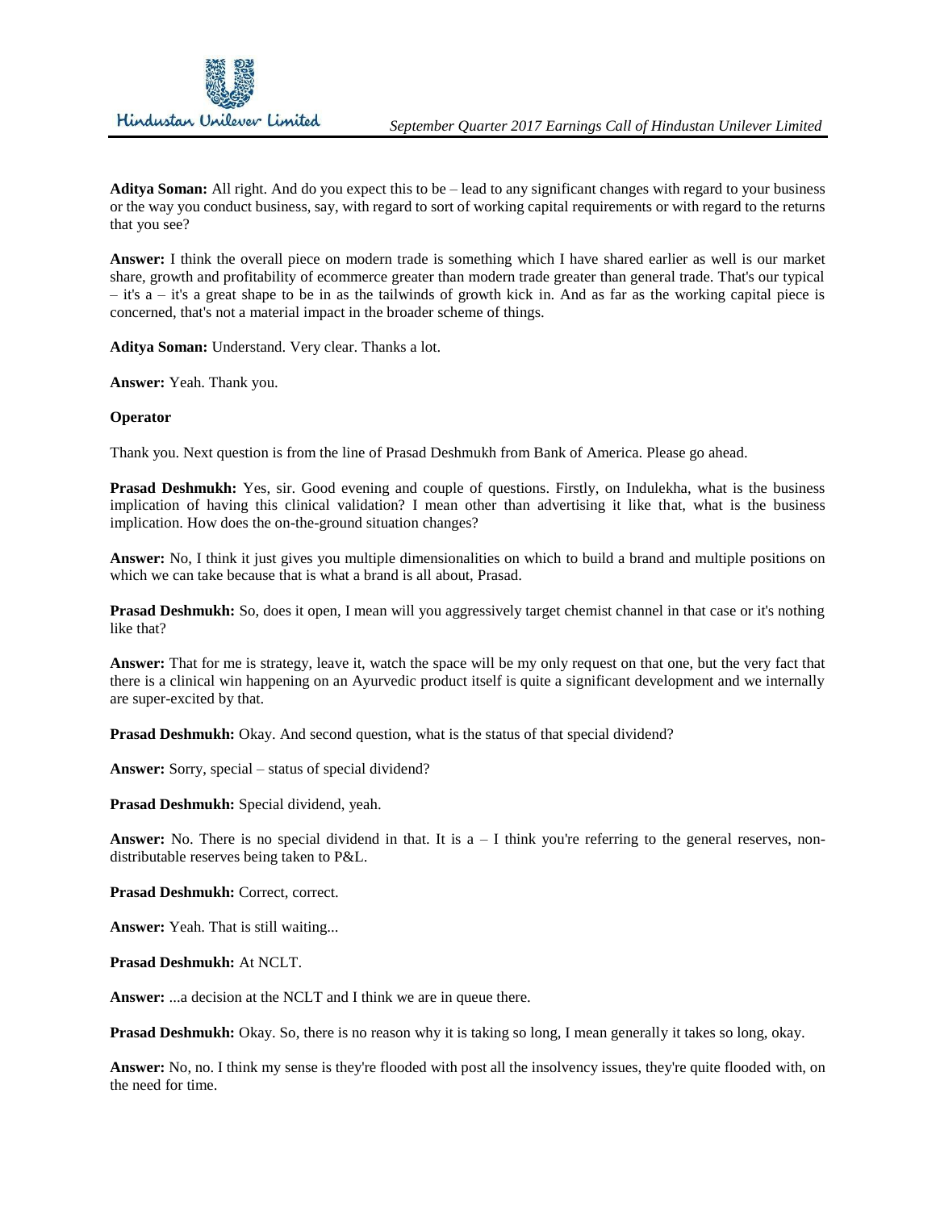**Aditya Soman:** All right. And do you expect this to be – lead to any significant changes with regard to your business or the way you conduct business, say, with regard to sort of working capital requirements or with regard to the returns that you see?

**Answer:** I think the overall piece on modern trade is something which I have shared earlier as well is our market share, growth and profitability of ecommerce greater than modern trade greater than general trade. That's our typical – it's a – it's a great shape to be in as the tailwinds of growth kick in. And as far as the working capital piece is concerned, that's not a material impact in the broader scheme of things.

**Aditya Soman:** Understand. Very clear. Thanks a lot.

**Answer:** Yeah. Thank you.

**Operator**

Thank you. Next question is from the line of Prasad Deshmukh from Bank of America. Please go ahead.

**Prasad Deshmukh:** Yes, sir. Good evening and couple of questions. Firstly, on Indulekha, what is the business implication of having this clinical validation? I mean other than advertising it like that, what is the business implication. How does the on-the-ground situation changes?

**Answer:** No, I think it just gives you multiple dimensionalities on which to build a brand and multiple positions on which we can take because that is what a brand is all about, Prasad.

**Prasad Deshmukh:** So, does it open, I mean will you aggressively target chemist channel in that case or it's nothing like that?

**Answer:** That for me is strategy, leave it, watch the space will be my only request on that one, but the very fact that there is a clinical win happening on an Ayurvedic product itself is quite a significant development and we internally are super-excited by that.

**Prasad Deshmukh:** Okay. And second question, what is the status of that special dividend?

**Answer:** Sorry, special – status of special dividend?

**Prasad Deshmukh:** Special dividend, yeah.

**Answer:** No. There is no special dividend in that. It is a – I think you're referring to the general reserves, non-distributable reserves being taken to P&L.

**Prasad Deshmukh:** Correct, correct.

**Answer:** Yeah. That is still waiting...

**Prasad Deshmukh:** At NCLT.

**Answer:** ...a decision at the NCLT and I think we are in queue there.

**Prasad Deshmukh:** Okay. So, there is no reason why it is taking so long, I mean generally it takes so long, okay.

**Answer:** No, no. I think my sense is they're flooded with post all the insolvency issues, they're quite flooded with, on the need for time.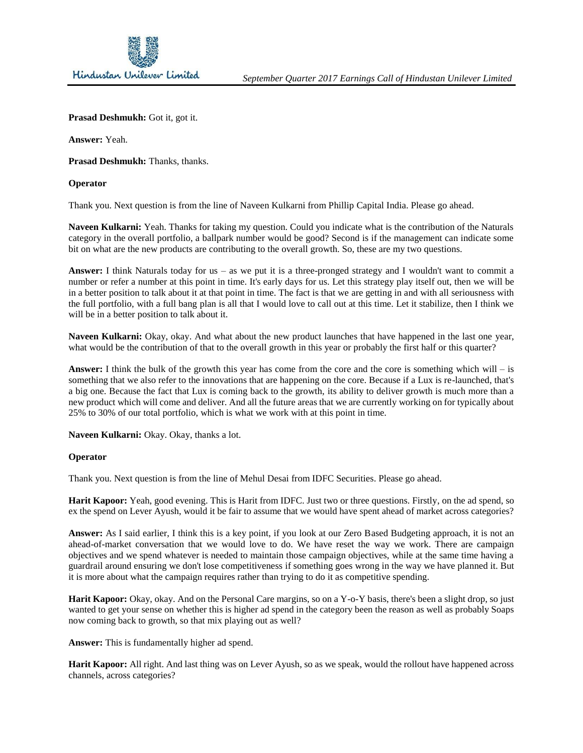**Prasad Deshmukh:** Got it, got it.

**Answer:** Yeah.

**Prasad Deshmukh:** Thanks, thanks.

**Operator**

Thank you. Next question is from the line of Naveen Kulkarni from Phillip Capital India. Please go ahead.

**Naveen Kulkarni:** Yeah. Thanks for taking my question. Could you indicate what is the contribution of the Naturals category in the overall portfolio, a ballpark number would be good? Second is if the management can indicate some bit on what are the new products are contributing to the overall growth. So, these are my two questions.

**Answer:** I think Naturals today for us – as we put it is a three-pronged strategy and I wouldn't want to commit a number or refer a number at this point in time. It's early days for us. Let this strategy play itself out, then we will be in a better position to talk about it at that point in time. The fact is that we are getting in and with all seriousness with the full portfolio, with a full bang plan is all that I would love to call out at this time. Let it stabilize, then I think we will be in a better position to talk about it.

**Naveen Kulkarni:** Okay, okay. And what about the new product launches that have happened in the last one year, what would be the contribution of that to the overall growth in this year or probably the first half or this quarter?

**Answer:** I think the bulk of the growth this year has come from the core and the core is something which will – is something that we also refer to the innovations that are happening on the core. Because if a Lux is re-launched, that's a big one. Because the fact that Lux is coming back to the growth, its ability to deliver growth is much more than a new product which will come and deliver. And all the future areas that we are currently working on for typically about 25% to 30% of our total portfolio, which is what we work with at this point in time.

**Naveen Kulkarni:** Okay. Okay, thanks a lot.

**Operator**

Thank you. Next question is from the line of Mehul Desai from IDFC Securities. Please go ahead.

**Harit Kapoor:** Yeah, good evening. This is Harit from IDFC. Just two or three questions. Firstly, on the ad spend, so ex the spend on Lever Ayush, would it be fair to assume that we would have spent ahead of market across categories?

**Answer:** As I said earlier, I think this is a key point, if you look at our Zero Based Budgeting approach, it is not an ahead-of-market conversation that we would love to do. We have reset the way we work. There are campaign objectives and we spend whatever is needed to maintain those campaign objectives, while at the same time having a guardrail around ensuring we don't lose competitiveness if something goes wrong in the way we have planned it. But it is more about what the campaign requires rather than trying to do it as competitive spending.

**Harit Kapoor:** Okay, okay. And on the Personal Care margins, so on a Y-o-Y basis, there's been a slight drop, so just wanted to get your sense on whether this is higher ad spend in the category been the reason as well as probably Soaps now coming back to growth, so that mix playing out as well?

**Answer:** This is fundamentally higher ad spend.

**Harit Kapoor:** All right. And last thing was on Lever Ayush, so as we speak, would the rollout have happened across channels, across categories?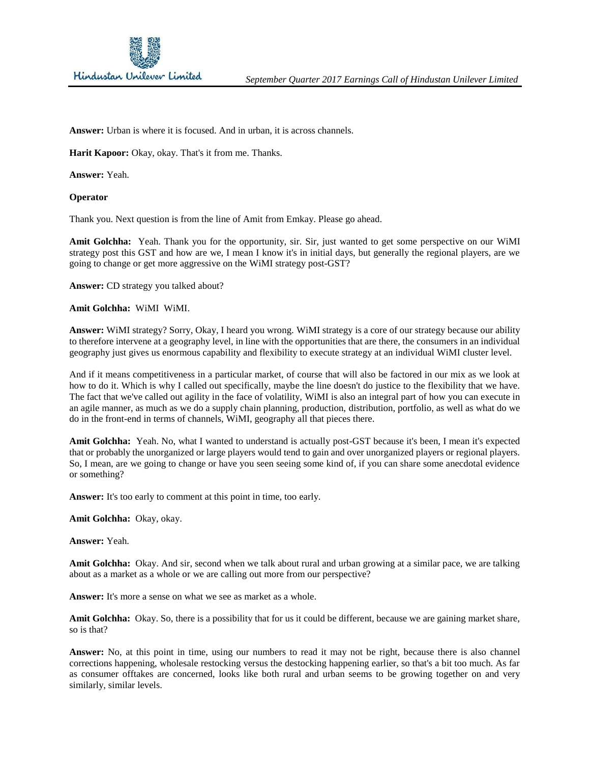**Answer:** Urban is where it is focused. And in urban, it is across channels.

**Harit Kapoor:** Okay, okay. That's it from me. Thanks.

**Answer:** Yeah.

**Operator**

Thank you. Next question is from the line of Amit from Emkay. Please go ahead.

**Amit Golchha:** Yeah. Thank you for the opportunity, sir. Sir, just wanted to get some perspective on our WiMI strategy post this GST and how are we, I mean I know it's in initial days, but generally the regional players, are we going to change or get more aggressive on the WiMI strategy post-GST?

**Answer:** CD strategy you talked about?

**Amit Golchha:** WiMI WiMI.

**Answer:** WiMI strategy? Sorry, Okay, I heard you wrong. WiMI strategy is a core of our strategy because our ability to therefore intervene at a geography level, in line with the opportunities that are there, the consumers in an individual geography just gives us enormous capability and flexibility to execute strategy at an individual WiMI cluster level.

And if it means competitiveness in a particular market, of course that will also be factored in our mix as we look at how to do it. Which is why I called out specifically, maybe the line doesn't do justice to the flexibility that we have. The fact that we've called out agility in the face of volatility, WiMI is also an integral part of how you can execute in an agile manner, as much as we do a supply chain planning, production, distribution, portfolio, as well as what do we do in the front-end in terms of channels, WiMI, geography all that pieces there.

**Amit Golchha:** Yeah. No, what I wanted to understand is actually post-GST because it's been, I mean it's expected that or probably the unorganized or large players would tend to gain and over unorganized players or regional players. So, I mean, are we going to change or have you seen seeing some kind of, if you can share some anecdotal evidence or something?

**Answer:** It's too early to comment at this point in time, too early.

**Amit Golchha:** Okay, okay.

**Answer:** Yeah.

**Amit Golchha:** Okay. And sir, second when we talk about rural and urban growing at a similar pace, we are talking about as a market as a whole or we are calling out more from our perspective?

**Answer:** It's more a sense on what we see as market as a whole.

**Amit Golchha:** Okay. So, there is a possibility that for us it could be different, because we are gaining market share, so is that?

**Answer:** No, at this point in time, using our numbers to read it may not be right, because there is also channel corrections happening, wholesale restocking versus the destocking happening earlier, so that's a bit too much. As far as consumer offtakes are concerned, looks like both rural and urban seems to be growing together on and very similarly, similar levels.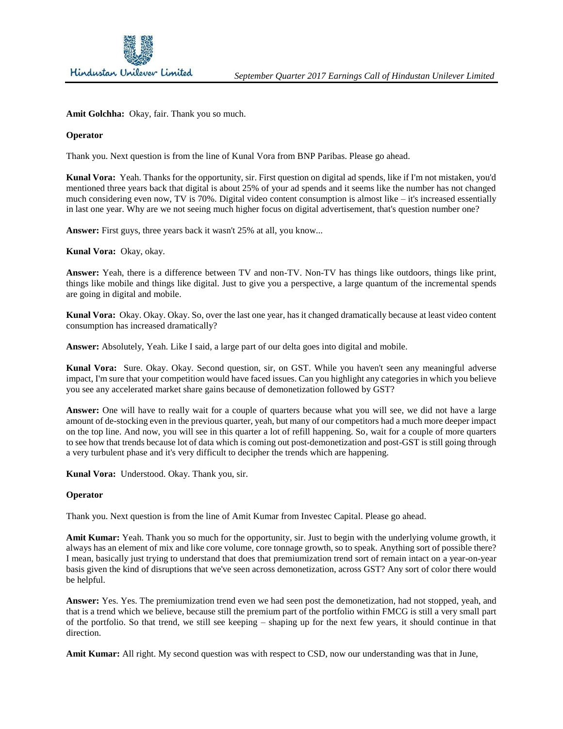**Amit Golchha:** Okay, fair. Thank you so much.

**Operator**

Thank you. Next question is from the line of Kunal Vora from BNP Paribas. Please go ahead.

**Kunal Vora:** Yeah. Thanks for the opportunity, sir. First question on digital ad spends, like if I'm not mistaken, you'd mentioned three years back that digital is about 25% of your ad spends and it seems like the number has not changed much considering even now, TV is 70%. Digital video content consumption is almost like – it's increased essentially in last one year. Why are we not seeing much higher focus on digital advertisement, that's question number one?

**Answer:** First guys, three years back it wasn't 25% at all, you know...

**Kunal Vora:** Okay, okay.

**Answer:** Yeah, there is a difference between TV and non-TV. Non-TV has things like outdoors, things like print, things like mobile and things like digital. Just to give you a perspective, a large quantum of the incremental spends are going in digital and mobile.

**Kunal Vora:** Okay. Okay. Okay. So, over the last one year, has it changed dramatically because at least video content consumption has increased dramatically?

**Answer:** Absolutely, Yeah. Like I said, a large part of our delta goes into digital and mobile.

**Kunal Vora:** Sure. Okay. Okay. Second question, sir, on GST. While you haven't seen any meaningful adverse impact, I'm sure that your competition would have faced issues. Can you highlight any categories in which you believe you see any accelerated market share gains because of demonetization followed by GST?

**Answer:** One will have to really wait for a couple of quarters because what you will see, we did not have a large amount of de-stocking even in the previous quarter, yeah, but many of our competitors had a much more deeper impact on the top line. And now, you will see in this quarter a lot of refill happening. So, wait for a couple of more quarters to see how that trends because lot of data which is coming out post-demonetization and post-GST is still going through a very turbulent phase and it's very difficult to decipher the trends which are happening.

**Kunal Vora:** Understood. Okay. Thank you, sir.

**Operator**

Thank you. Next question is from the line of Amit Kumar from Investec Capital. Please go ahead.

**Amit Kumar:** Yeah. Thank you so much for the opportunity, sir. Just to begin with the underlying volume growth, it always has an element of mix and like core volume, core tonnage growth, so to speak. Anything sort of possible there? I mean, basically just trying to understand that does that premiumization trend sort of remain intact on a year-on-year basis given the kind of disruptions that we've seen across demonetization, across GST? Any sort of color there would be helpful.

**Answer:** Yes. Yes. The premiumization trend even we had seen post the demonetization, had not stopped, yeah, and that is a trend which we believe, because still the premium part of the portfolio within FMCG is still a very small part of the portfolio. So that trend, we still see keeping – shaping up for the next few years, it should continue in that direction.

**Amit Kumar:** All right. My second question was with respect to CSD, now our understanding was that in June,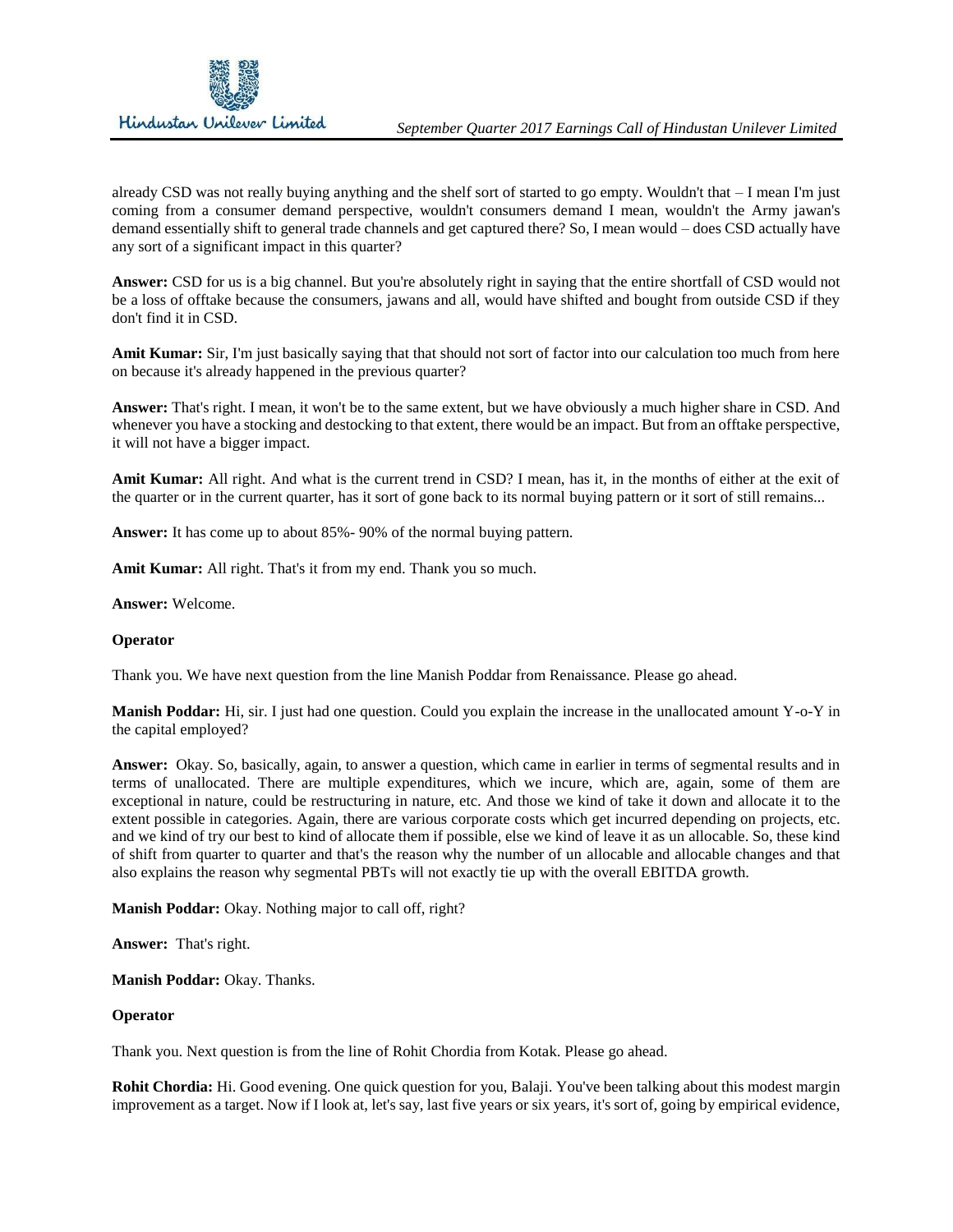already CSD was not really buying anything and the shelf sort of started to go empty. Wouldn't that – I mean I'm just coming from a consumer demand perspective, wouldn't consumers demand I mean, wouldn't the Army jawan's demand essentially shift to general trade channels and get captured there? So, I mean would – does CSD actually have any sort of a significant impact in this quarter?

**Answer:** CSD for us is a big channel. But you're absolutely right in saying that the entire shortfall of CSD would not be a loss of offtake because the consumers, jawans and all, would have shifted and bought from outside CSD if they don't find it in CSD.

**Amit Kumar:** Sir, I'm just basically saying that that should not sort of factor into our calculation too much from here on because it's already happened in the previous quarter?

**Answer:** That's right. I mean, it won't be to the same extent, but we have obviously a much higher share in CSD. And whenever you have a stocking and destocking to that extent, there would be an impact. But from an offtake perspective, it will not have a bigger impact.

**Amit Kumar:** All right. And what is the current trend in CSD? I mean, has it, in the months of either at the exit of the quarter or in the current quarter, has it sort of gone back to its normal buying pattern or it sort of still remains...

**Answer:** It has come up to about 85%- 90% of the normal buying pattern.

**Amit Kumar:** All right. That's it from my end. Thank you so much.

**Answer:** Welcome.

**Operator**

Thank you. We have next question from the line Manish Poddar from Renaissance. Please go ahead.

**Manish Poddar:** Hi, sir. I just had one question. Could you explain the increase in the unallocated amount Y-o-Y in the capital employed?

**Answer:** Okay. So, basically, again, to answer a question, which came in earlier in terms of segmental results and in terms of unallocated. There are multiple expenditures, which we incure, which are, again, some of them are exceptional in nature, could be restructuring in nature, etc. And those we kind of take it down and allocate it to the extent possible in categories. Again, there are various corporate costs which get incurred depending on projects, etc. and we kind of try our best to kind of allocate them if possible, else we kind of leave it as un allocable. So, these kind of shift from quarter to quarter and that's the reason why the number of un allocable and allocable changes and that also explains the reason why segmental PBTs will not exactly tie up with the overall EBITDA growth.

**Manish Poddar:** Okay. Nothing major to call off, right?

**Answer:** That's right.

**Manish Poddar:** Okay. Thanks.

**Operator**

Thank you. Next question is from the line of Rohit Chordia from Kotak. Please go ahead.

**Rohit Chordia:** Hi. Good evening. One quick question for you, Balaji. You've been talking about this modest margin improvement as a target. Now if I look at, let's say, last five years or six years, it's sort of, going by empirical evidence,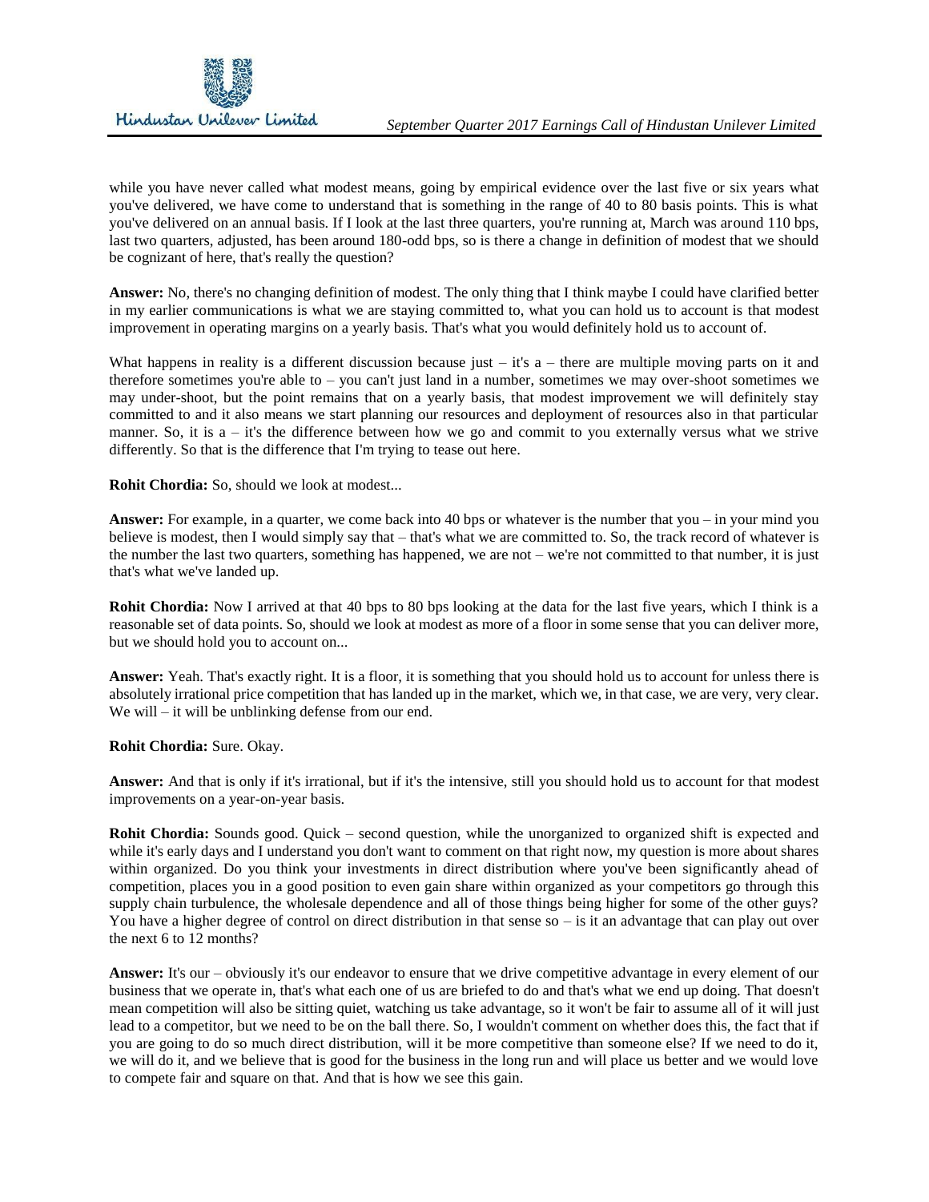while you have never called what modest means, going by empirical evidence over the last five or six years what you've delivered, we have come to understand that is something in the range of 40 to 80 basis points. This is what you've delivered on an annual basis. If I look at the last three quarters, you're running at, March was around 110 bps, last two quarters, adjusted, has been around 180-odd bps, so is there a change in definition of modest that we should be cognizant of here, that's really the question?

**Answer:** No, there's no changing definition of modest. The only thing that I think maybe I could have clarified better in my earlier communications is what we are staying committed to, what you can hold us to account is that modest improvement in operating margins on a yearly basis. That's what you would definitely hold us to account of.

What happens in reality is a different discussion because just – it's a – there are multiple moving parts on it and therefore sometimes you're able to – you can't just land in a number, sometimes we may over-shoot sometimes we may under-shoot, but the point remains that on a yearly basis, that modest improvement we will definitely stay committed to and it also means we start planning our resources and deployment of resources also in that particular manner. So, it is a – it's the difference between how we go and commit to you externally versus what we strive differently. So that is the difference that I'm trying to tease out here.

**Rohit Chordia:** So, should we look at modest...

**Answer:** For example, in a quarter, we come back into 40 bps or whatever is the number that you – in your mind you believe is modest, then I would simply say that – that's what we are committed to. So, the track record of whatever is the number the last two quarters, something has happened, we are not – we're not committed to that number, it is just that's what we've landed up.

**Rohit Chordia:** Now I arrived at that 40 bps to 80 bps looking at the data for the last five years, which I think is a reasonable set of data points. So, should we look at modest as more of a floor in some sense that you can deliver more, but we should hold you to account on...

**Answer:** Yeah. That's exactly right. It is a floor, it is something that you should hold us to account for unless there is absolutely irrational price competition that has landed up in the market, which we, in that case, we are very, very clear. We will – it will be unblinking defense from our end.

**Rohit Chordia:** Sure. Okay.

**Answer:** And that is only if it's irrational, but if it's the intensive, still you should hold us to account for that modest improvements on a year-on-year basis.

**Rohit Chordia:** Sounds good. Quick – second question, while the unorganized to organized shift is expected and while it's early days and I understand you don't want to comment on that right now, my question is more about shares within organized. Do you think your investments in direct distribution where you've been significantly ahead of competition, places you in a good position to even gain share within organized as your competitors go through this supply chain turbulence, the wholesale dependence and all of those things being higher for some of the other guys? You have a higher degree of control on direct distribution in that sense so – is it an advantage that can play out over the next 6 to 12 months?

**Answer:** It's our – obviously it's our endeavor to ensure that we drive competitive advantage in every element of our business that we operate in, that's what each one of us are briefed to do and that's what we end up doing. That doesn't mean competition will also be sitting quiet, watching us take advantage, so it won't be fair to assume all of it will just lead to a competitor, but we need to be on the ball there. So, I wouldn't comment on whether does this, the fact that if you are going to do so much direct distribution, will it be more competitive than someone else? If we need to do it, we will do it, and we believe that is good for the business in the long run and will place us better and we would love to compete fair and square on that. And that is how we see this gain.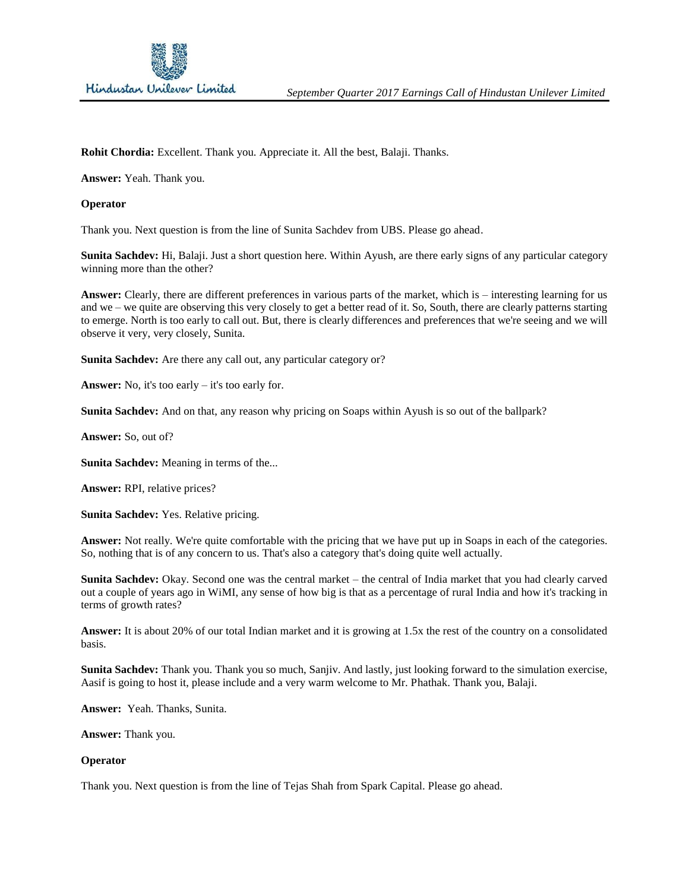**Rohit Chordia:** Excellent. Thank you. Appreciate it. All the best, Balaji. Thanks.

**Answer:** Yeah. Thank you.

**Operator**

Thank you. Next question is from the line of Sunita Sachdev from UBS. Please go ahead.

**Sunita Sachdev:** Hi, Balaji. Just a short question here. Within Ayush, are there early signs of any particular category winning more than the other?

**Answer:** Clearly, there are different preferences in various parts of the market, which is – interesting learning for us and we – we quite are observing this very closely to get a better read of it. So, South, there are clearly patterns starting to emerge. North is too early to call out. But, there is clearly differences and preferences that we're seeing and we will observe it very, very closely, Sunita.

**Sunita Sachdev:** Are there any call out, any particular category or?

**Answer:** No, it's too early – it's too early for.

**Sunita Sachdev:** And on that, any reason why pricing on Soaps within Ayush is so out of the ballpark?

**Answer:** So, out of?

**Sunita Sachdev:** Meaning in terms of the...

**Answer:** RPI, relative prices?

**Sunita Sachdev:** Yes. Relative pricing.

**Answer:** Not really. We're quite comfortable with the pricing that we have put up in Soaps in each of the categories. So, nothing that is of any concern to us. That's also a category that's doing quite well actually.

**Sunita Sachdev:** Okay. Second one was the central market – the central of India market that you had clearly carved out a couple of years ago in WiMI, any sense of how big is that as a percentage of rural India and how it's tracking in terms of growth rates?

**Answer:** It is about 20% of our total Indian market and it is growing at 1.5x the rest of the country on a consolidated basis.

**Sunita Sachdev:** Thank you. Thank you so much, Sanjiv. And lastly, just looking forward to the simulation exercise, Aasif is going to host it, please include and a very warm welcome to Mr. Phathak. Thank you, Balaji.

**Answer:** Yeah. Thanks, Sunita.

**Answer:** Thank you.

**Operator**

Thank you. Next question is from the line of Tejas Shah from Spark Capital. Please go ahead.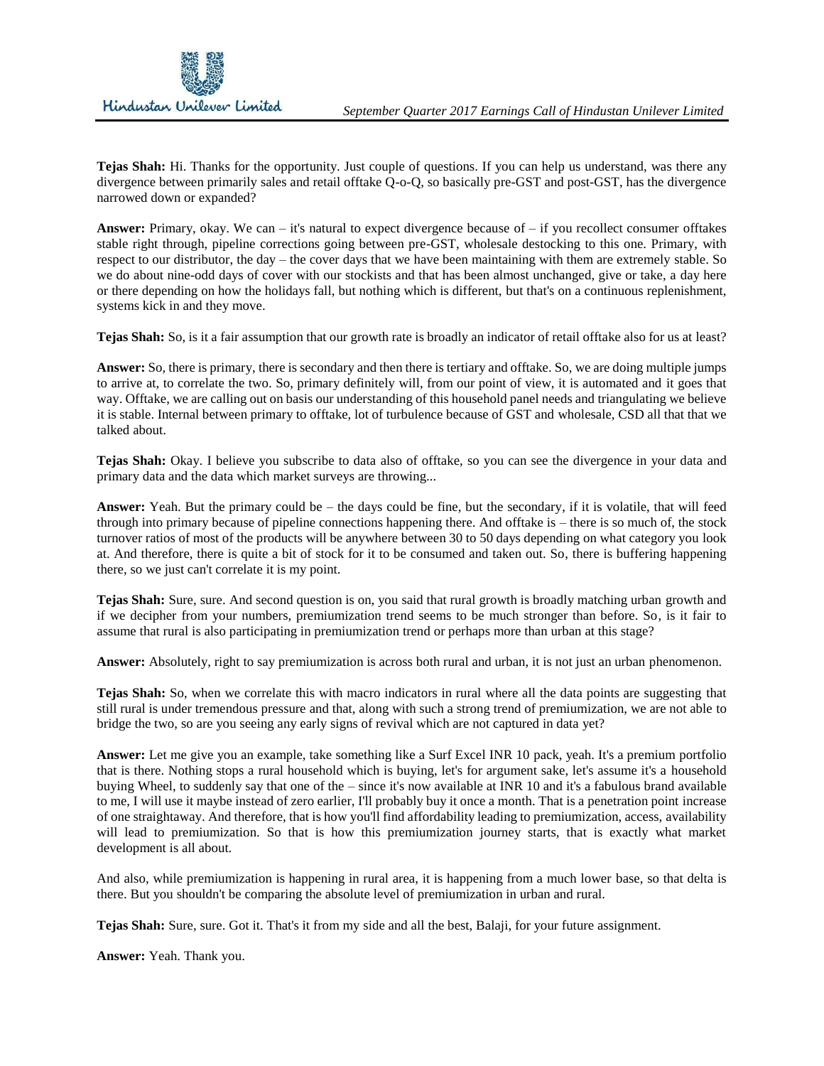**Tejas Shah:** Hi. Thanks for the opportunity. Just couple of questions. If you can help us understand, was there any divergence between primarily sales and retail offtake Q-o-Q, so basically pre-GST and post-GST, has the divergence narrowed down or expanded?

**Answer:** Primary, okay. We can – it's natural to expect divergence because of – if you recollect consumer offtakes stable right through, pipeline corrections going between pre-GST, wholesale destocking to this one. Primary, with respect to our distributor, the day – the cover days that we have been maintaining with them are extremely stable. So we do about nine-odd days of cover with our stockists and that has been almost unchanged, give or take, a day here or there depending on how the holidays fall, but nothing which is different, but that's on a continuous replenishment, systems kick in and they move.

**Tejas Shah:** So, is it a fair assumption that our growth rate is broadly an indicator of retail offtake also for us at least?

**Answer:** So, there is primary, there is secondary and then there is tertiary and offtake. So, we are doing multiple jumps to arrive at, to correlate the two. So, primary definitely will, from our point of view, it is automated and it goes that way. Offtake, we are calling out on basis our understanding of this household panel needs and triangulating we believe it is stable. Internal between primary to offtake, lot of turbulence because of GST and wholesale, CSD all that that we talked about.

**Tejas Shah:** Okay. I believe you subscribe to data also of offtake, so you can see the divergence in your data and primary data and the data which market surveys are throwing...

**Answer:** Yeah. But the primary could be – the days could be fine, but the secondary, if it is volatile, that will feed through into primary because of pipeline connections happening there. And offtake is – there is so much of, the stock turnover ratios of most of the products will be anywhere between 30 to 50 days depending on what category you look at. And therefore, there is quite a bit of stock for it to be consumed and taken out. So, there is buffering happening there, so we just can't correlate it is my point.

**Tejas Shah:** Sure, sure. And second question is on, you said that rural growth is broadly matching urban growth and if we decipher from your numbers, premiumization trend seems to be much stronger than before. So, is it fair to assume that rural is also participating in premiumization trend or perhaps more than urban at this stage?

**Answer:** Absolutely, right to say premiumization is across both rural and urban, it is not just an urban phenomenon.

**Tejas Shah:** So, when we correlate this with macro indicators in rural where all the data points are suggesting that still rural is under tremendous pressure and that, along with such a strong trend of premiumization, we are not able to bridge the two, so are you seeing any early signs of revival which are not captured in data yet?

**Answer:** Let me give you an example, take something like a Surf Excel INR 10 pack, yeah. It's a premium portfolio that is there. Nothing stops a rural household which is buying, let's for argument sake, let's assume it's a household buying Wheel, to suddenly say that one of the – since it's now available at INR 10 and it's a fabulous brand available to me, I will use it maybe instead of zero earlier, I'll probably buy it once a month. That is a penetration point increase of one straightaway. And therefore, that is how you'll find affordability leading to premiumization, access, availability will lead to premiumization. So that is how this premiumization journey starts, that is exactly what market development is all about.

And also, while premiumization is happening in rural area, it is happening from a much lower base, so that delta is there. But you shouldn't be comparing the absolute level of premiumization in urban and rural.

**Tejas Shah:** Sure, sure. Got it. That's it from my side and all the best, Balaji, for your future assignment.

**Answer:** Yeah. Thank you.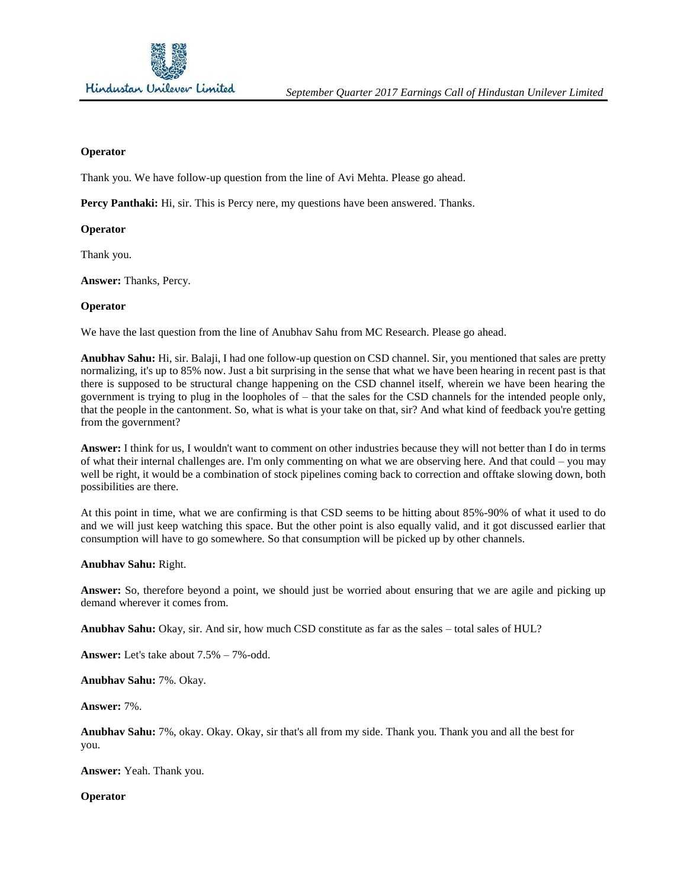**Operator**

Thank you. We have follow-up question from the line of Avi Mehta. Please go ahead.

**Percy Panthaki:** Hi, sir. This is Percy nere, my questions have been answered. Thanks.

**Operator**

Thank you.

**Answer:** Thanks, Percy.

**Operator**

We have the last question from the line of Anubhav Sahu from MC Research. Please go ahead.

**Anubhav Sahu:** Hi, sir. Balaji, I had one follow-up question on CSD channel. Sir, you mentioned that sales are pretty normalizing, it's up to 85% now. Just a bit surprising in the sense that what we have been hearing in recent past is that there is supposed to be structural change happening on the CSD channel itself, wherein we have been hearing the government is trying to plug in the loopholes of – that the sales for the CSD channels for the intended people only, that the people in the cantonment. So, what is what is your take on that, sir? And what kind of feedback you're getting from the government?

**Answer:** I think for us, I wouldn't want to comment on other industries because they will not better than I do in terms of what their internal challenges are. I'm only commenting on what we are observing here. And that could – you may well be right, it would be a combination of stock pipelines coming back to correction and offtake slowing down, both possibilities are there.

At this point in time, what we are confirming is that CSD seems to be hitting about 85%-90% of what it used to do and we will just keep watching this space. But the other point is also equally valid, and it got discussed earlier that consumption will have to go somewhere. So that consumption will be picked up by other channels.

**Anubhav Sahu:** Right.

**Answer:** So, therefore beyond a point, we should just be worried about ensuring that we are agile and picking up demand wherever it comes from.

**Anubhav Sahu:** Okay, sir. And sir, how much CSD constitute as far as the sales – total sales of HUL?

**Answer:** Let's take about 7.5% – 7%-odd.

**Anubhav Sahu:** 7%. Okay.

**Answer:** 7%.

**Anubhav Sahu:** 7%, okay. Okay. Okay, sir that's all from my side. Thank you. Thank you and all the best for you.

**Answer:** Yeah. Thank you.

**Operator**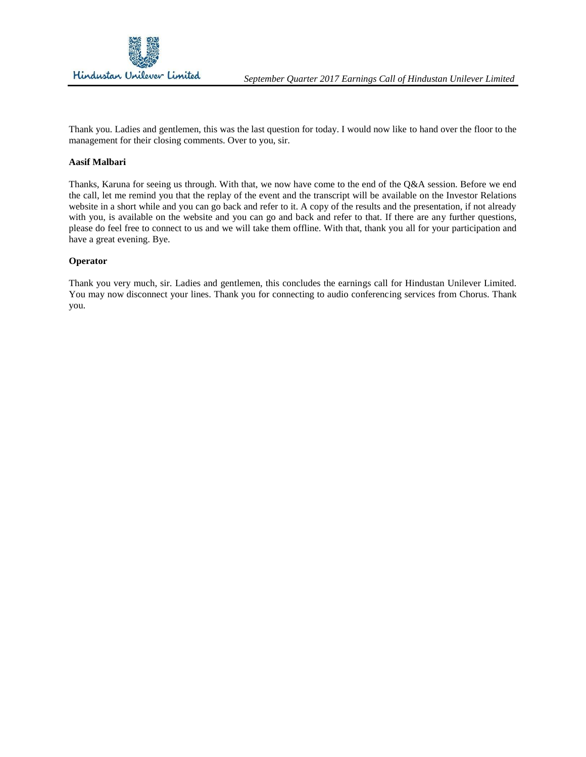Thank you. Ladies and gentlemen, this was the last question for today. I would now like to hand over the floor to the management for their closing comments. Over to you, sir.

**Aasif Malbari**

Thanks, Karuna for seeing us through. With that, we now have come to the end of the Q&A session. Before we end the call, let me remind you that the replay of the event and the transcript will be available on the Investor Relations website in a short while and you can go back and refer to it. A copy of the results and the presentation, if not already with you, is available on the website and you can go and back and refer to that. If there are any further questions, please do feel free to connect to us and we will take them offline. With that, thank you all for your participation and have a great evening. Bye.

**Operator**

Thank you very much, sir. Ladies and gentlemen, this concludes the earnings call for Hindustan Unilever Limited. You may now disconnect your lines. Thank you for connecting to audio conferencing services from Chorus. Thank you.